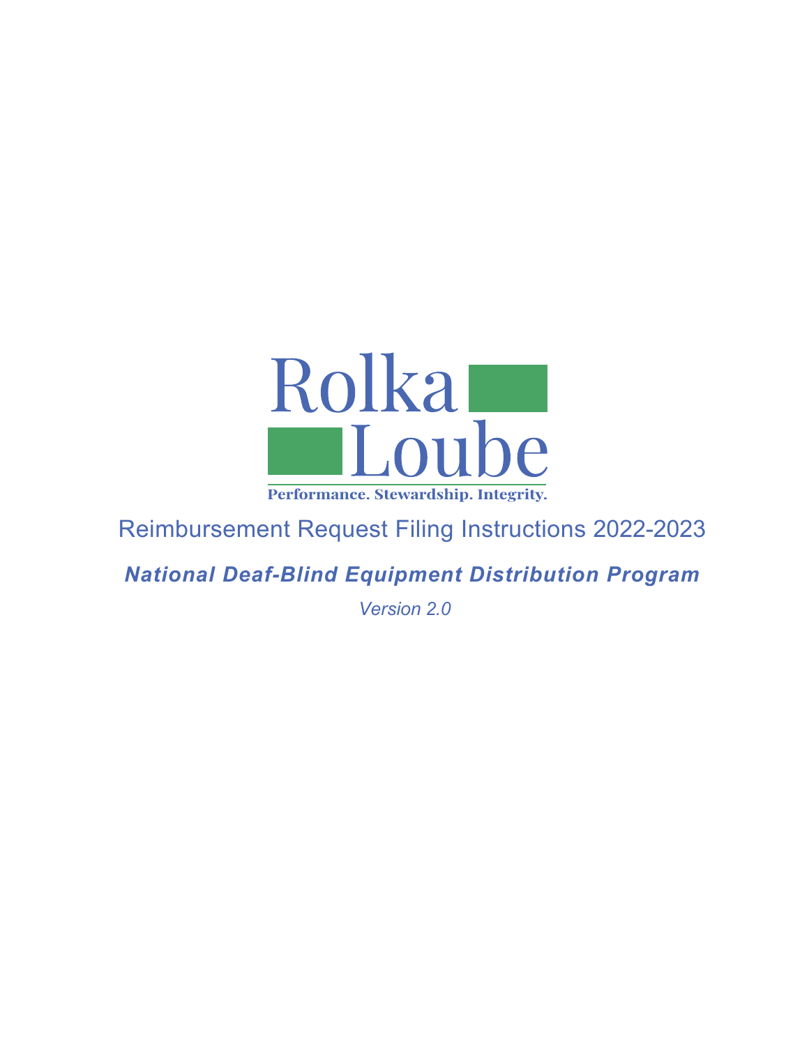Rolka Loube

Performance. Stewardship. Integrity.

# Reimbursement Request Filing Instructions 2022-2023

## *National Deaf-Blind Equipment Distribution Program*

*Version 2.0*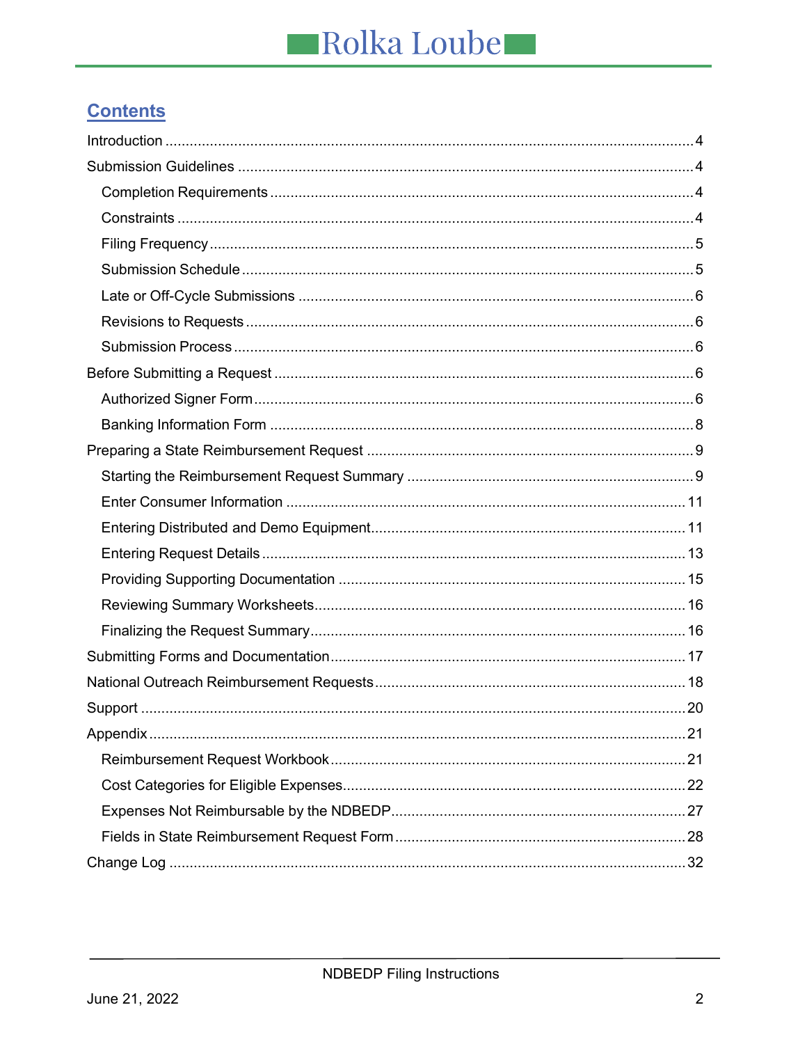## Contents

- Introduction ... 4
- Submission Guidelines ... 4
  - Completion Requirements ... 4
  - Constraints ... 4
  - Filing Frequency ... 5
  - Submission Schedule ... 5
  - Late or Off-Cycle Submissions ... 6
  - Revisions to Requests ... 6
  - Submission Process ... 6
- Before Submitting a Request ... 6
  - Authorized Signer Form ... 6
  - Banking Information Form ... 8
- Preparing a State Reimbursement Request ... 9
  - Starting the Reimbursement Request Summary ... 9
  - Enter Consumer Information ... 11
  - Entering Distributed and Demo Equipment ... 11
  - Entering Request Details ... 13
  - Providing Supporting Documentation ... 15
  - Reviewing Summary Worksheets ... 16
  - Finalizing the Request Summary ... 16
- Submitting Forms and Documentation ... 17
- National Outreach Reimbursement Requests ... 18
- Support ... 20
- Appendix ... 21
  - Reimbursement Request Workbook ... 21
  - Cost Categories for Eligible Expenses ... 22
  - Expenses Not Reimbursable by the NDBEDP ... 27
  - Fields in State Reimbursement Request Form ... 28
- Change Log ... 32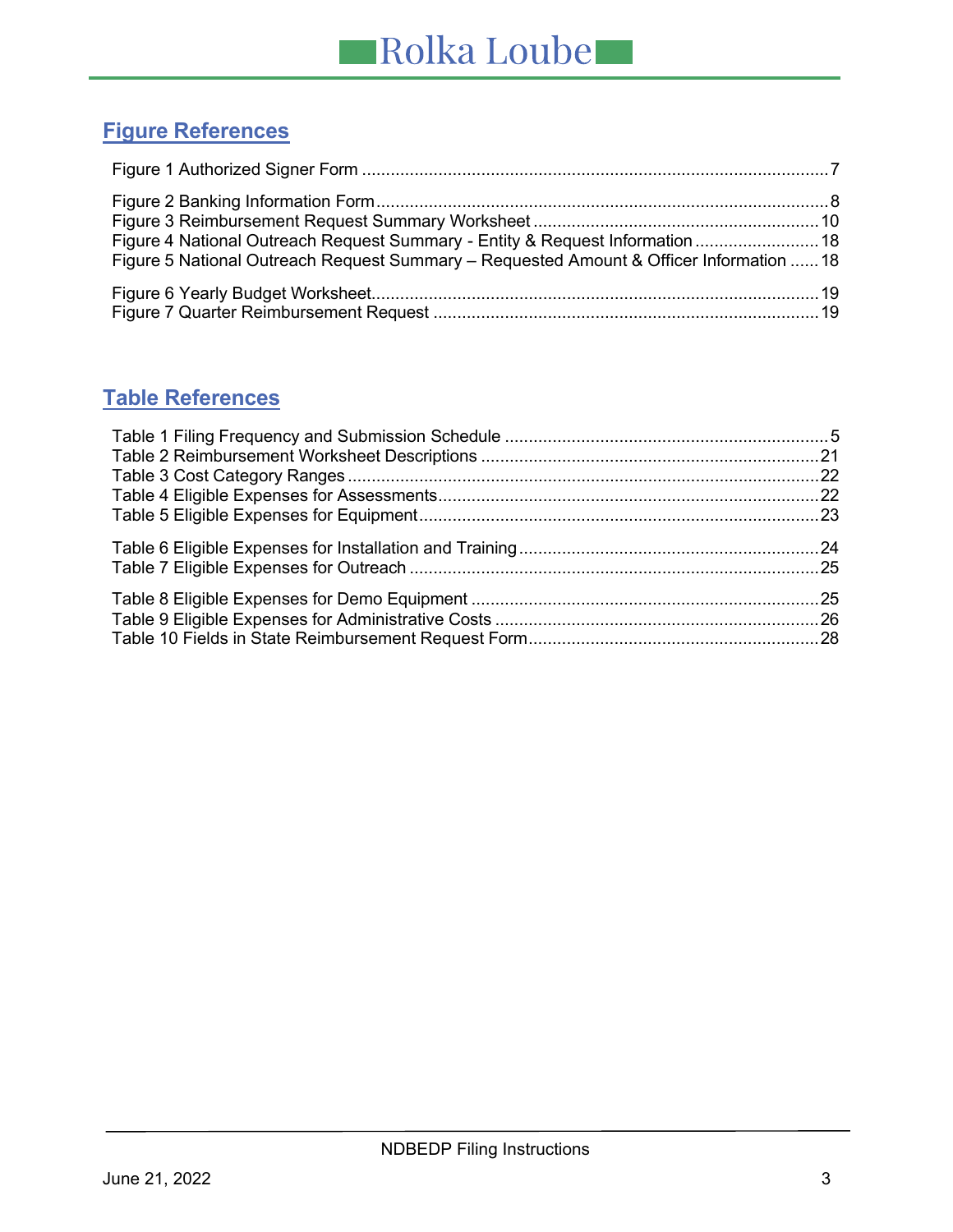## Figure References

Figure 1 Authorized Signer Form ....................................................................................................7

Figure 2 Banking Information Form................................................................................................8
Figure 3 Reimbursement Request Summary Worksheet ...............................................................10
Figure 4 National Outreach Request Summary - Entity & Request Information ...........................18
Figure 5 National Outreach Request Summary – Requested Amount & Officer Information ......18

Figure 6 Yearly Budget Worksheet................................................................................................19
Figure 7 Quarter Reimbursement Request ...................................................................................19

## Table References

Table 1 Filing Frequency and Submission Schedule .......................................................................5
Table 2 Reimbursement Worksheet Descriptions .........................................................................21
Table 3 Cost Category Ranges .....................................................................................................22
Table 4 Eligible Expenses for Assessments..................................................................................22
Table 5 Eligible Expenses for Equipment......................................................................................23

Table 6 Eligible Expenses for Installation and Training.................................................................24
Table 7 Eligible Expenses for Outreach ........................................................................................25

Table 8 Eligible Expenses for Demo Equipment ...........................................................................25
Table 9 Eligible Expenses for Administrative Costs ......................................................................26
Table 10 Fields in State Reimbursement Request Form...............................................................28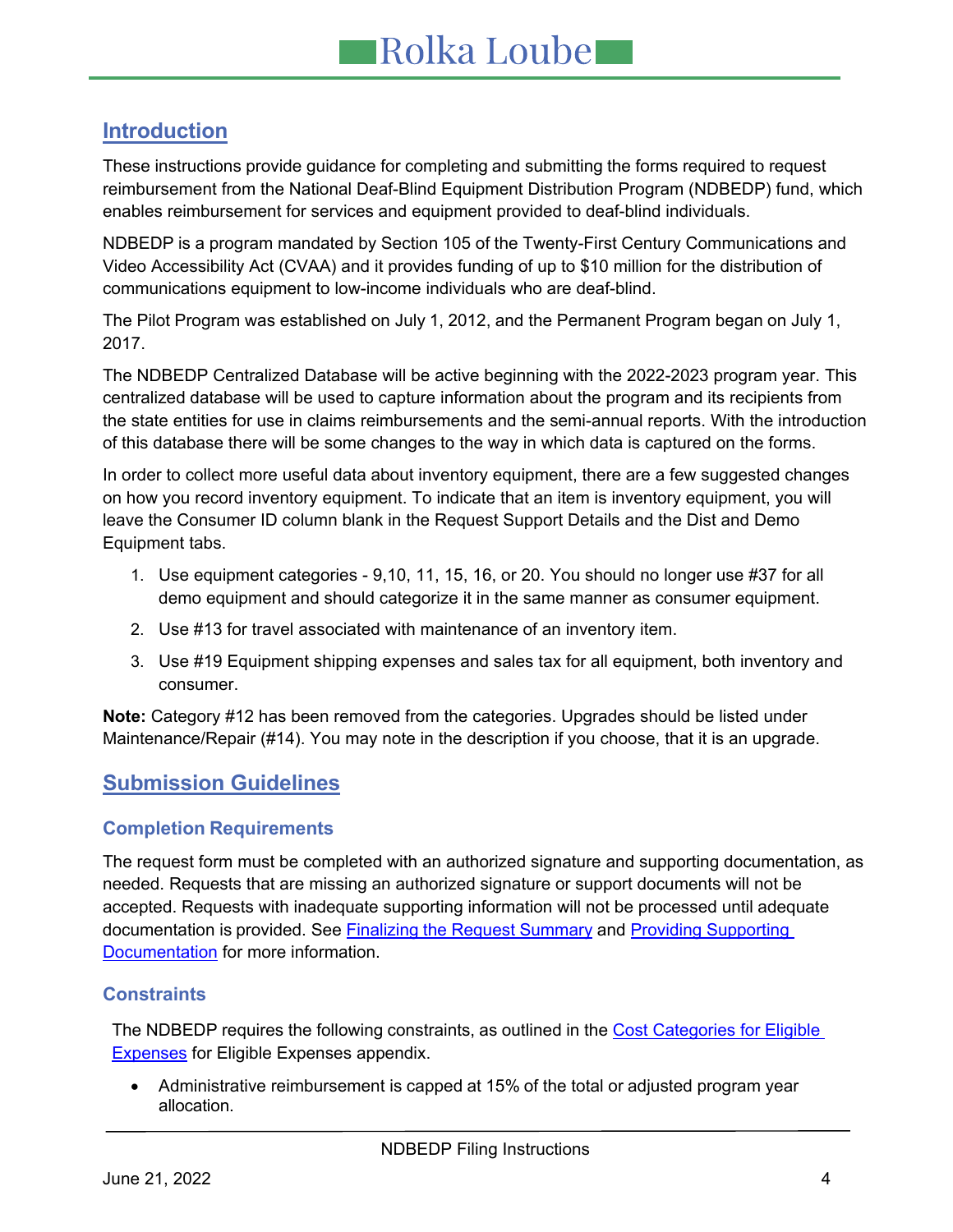## Introduction

These instructions provide guidance for completing and submitting the forms required to request reimbursement from the National Deaf-Blind Equipment Distribution Program (NDBEDP) fund, which enables reimbursement for services and equipment provided to deaf-blind individuals.

NDBEDP is a program mandated by Section 105 of the Twenty-First Century Communications and Video Accessibility Act (CVAA) and it provides funding of up to $10 million for the distribution of communications equipment to low-income individuals who are deaf-blind.

The Pilot Program was established on July 1, 2012, and the Permanent Program began on July 1, 2017.

The NDBEDP Centralized Database will be active beginning with the 2022-2023 program year. This centralized database will be used to capture information about the program and its recipients from the state entities for use in claims reimbursements and the semi-annual reports. With the introduction of this database there will be some changes to the way in which data is captured on the forms.

In order to collect more useful data about inventory equipment, there are a few suggested changes on how you record inventory equipment. To indicate that an item is inventory equipment, you will leave the Consumer ID column blank in the Request Support Details and the Dist and Demo Equipment tabs.

1. Use equipment categories - 9,10, 11, 15, 16, or 20. You should no longer use #37 for all demo equipment and should categorize it in the same manner as consumer equipment.
2. Use #13 for travel associated with maintenance of an inventory item.
3. Use #19 Equipment shipping expenses and sales tax for all equipment, both inventory and consumer.

**Note:** Category #12 has been removed from the categories. Upgrades should be listed under Maintenance/Repair (#14). You may note in the description if you choose, that it is an upgrade.

## Submission Guidelines

### Completion Requirements

The request form must be completed with an authorized signature and supporting documentation, as needed. Requests that are missing an authorized signature or support documents will not be accepted. Requests with inadequate supporting information will not be processed until adequate documentation is provided. See Finalizing the Request Summary and Providing Supporting Documentation for more information.

### Constraints

The NDBEDP requires the following constraints, as outlined in the Cost Categories for Eligible Expenses for Eligible Expenses appendix.

- Administrative reimbursement is capped at 15% of the total or adjusted program year allocation.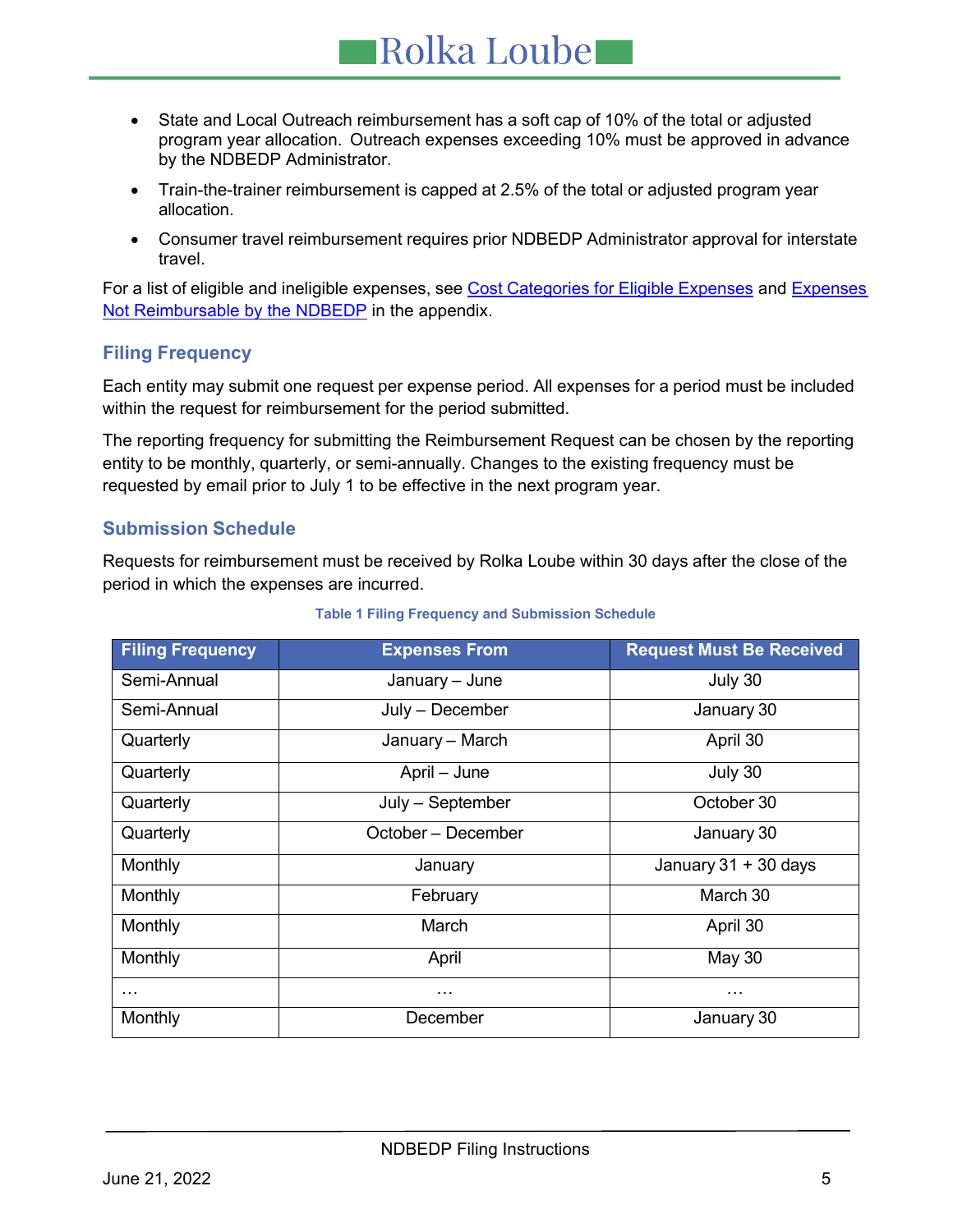- State and Local Outreach reimbursement has a soft cap of 10% of the total or adjusted program year allocation. Outreach expenses exceeding 10% must be approved in advance by the NDBEDP Administrator.
- Train-the-trainer reimbursement is capped at 2.5% of the total or adjusted program year allocation.
- Consumer travel reimbursement requires prior NDBEDP Administrator approval for interstate travel.

For a list of eligible and ineligible expenses, see Cost Categories for Eligible Expenses and Expenses Not Reimbursable by the NDBEDP in the appendix.

### Filing Frequency

Each entity may submit one request per expense period. All expenses for a period must be included within the request for reimbursement for the period submitted.

The reporting frequency for submitting the Reimbursement Request can be chosen by the reporting entity to be monthly, quarterly, or semi-annually. Changes to the existing frequency must be requested by email prior to July 1 to be effective in the next program year.

### Submission Schedule

Requests for reimbursement must be received by Rolka Loube within 30 days after the close of the period in which the expenses are incurred.

Table 1 Filing Frequency and Submission Schedule

| Filing Frequency | Expenses From | Request Must Be Received |
|---|---|---|
| Semi-Annual | January – June | July 30 |
| Semi-Annual | July – December | January 30 |
| Quarterly | January – March | April 30 |
| Quarterly | April – June | July 30 |
| Quarterly | July – September | October 30 |
| Quarterly | October – December | January 30 |
| Monthly | January | January 31 + 30 days |
| Monthly | February | March 30 |
| Monthly | March | April 30 |
| Monthly | April | May 30 |
| … | … | … |
| Monthly | December | January 30 |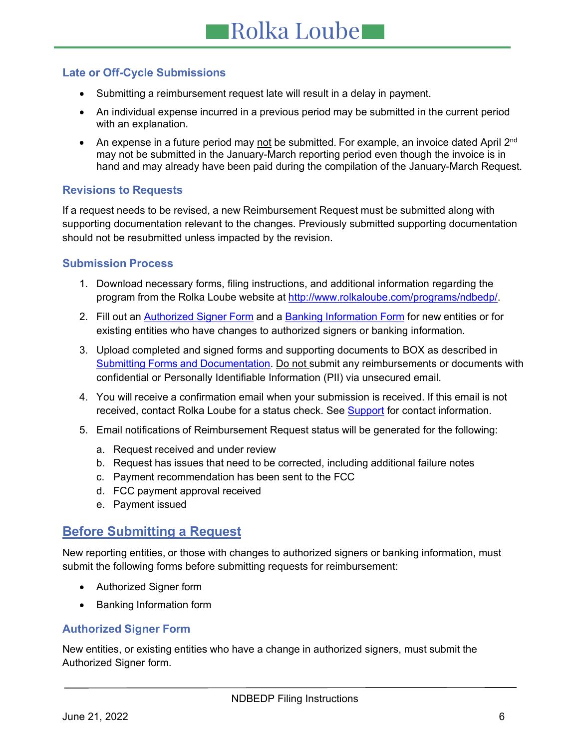### Late or Off-Cycle Submissions

- Submitting a reimbursement request late will result in a delay in payment.
- An individual expense incurred in a previous period may be submitted in the current period with an explanation.
- An expense in a future period may not be submitted. For example, an invoice dated April 2nd may not be submitted in the January-March reporting period even though the invoice is in hand and may already have been paid during the compilation of the January-March Request.

### Revisions to Requests

If a request needs to be revised, a new Reimbursement Request must be submitted along with supporting documentation relevant to the changes. Previously submitted supporting documentation should not be resubmitted unless impacted by the revision.

### Submission Process

1. Download necessary forms, filing instructions, and additional information regarding the program from the Rolka Loube website at http://www.rolkaloube.com/programs/ndbedp/.
2. Fill out an Authorized Signer Form and a Banking Information Form for new entities or for existing entities who have changes to authorized signers or banking information.
3. Upload completed and signed forms and supporting documents to BOX as described in Submitting Forms and Documentation. Do not submit any reimbursements or documents with confidential or Personally Identifiable Information (PII) via unsecured email.
4. You will receive a confirmation email when your submission is received. If this email is not received, contact Rolka Loube for a status check. See Support for contact information.
5. Email notifications of Reimbursement Request status will be generated for the following:
   a. Request received and under review
   b. Request has issues that need to be corrected, including additional failure notes
   c. Payment recommendation has been sent to the FCC
   d. FCC payment approval received
   e. Payment issued

## Before Submitting a Request

New reporting entities, or those with changes to authorized signers or banking information, must submit the following forms before submitting requests for reimbursement:

- Authorized Signer form
- Banking Information form

### Authorized Signer Form

New entities, or existing entities who have a change in authorized signers, must submit the Authorized Signer form.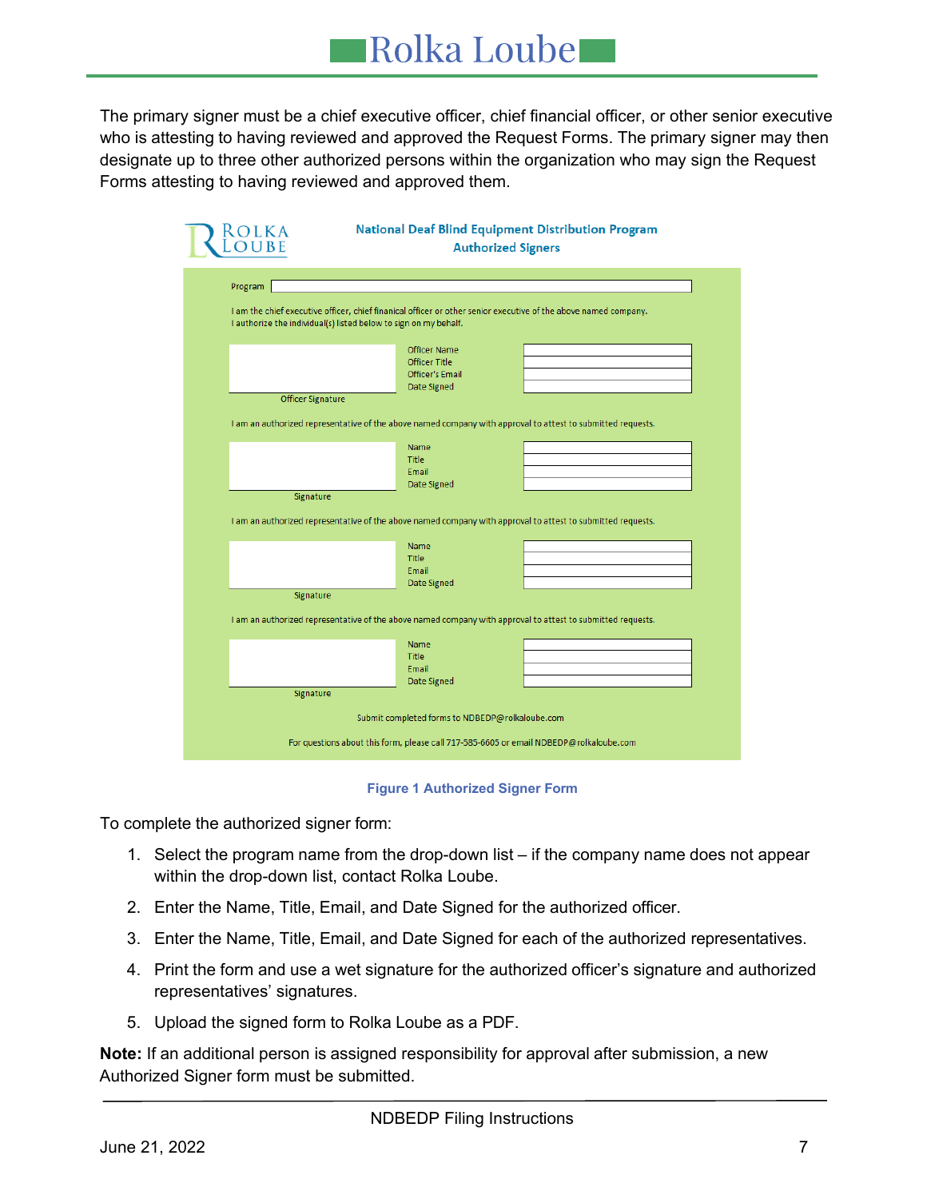The primary signer must be a chief executive officer, chief financial officer, or other senior executive who is attesting to having reviewed and approved the Request Forms. The primary signer may then designate up to three other authorized persons within the organization who may sign the Request Forms attesting to having reviewed and approved them.

ROLKA LOUBE

**National Deaf Blind Equipment Distribution Program**
**Authorized Signers**

Program

I am the chief executive officer, chief finanical officer or other senior executive of the above named company.
I authorize the individual(s) listed below to sign on my behalf.

Officer Signature

Officer Name
Officer Title
Officer's Email
Date Signed

I am an authorized representative of the above named company with approval to attest to submitted requests.

Signature

Name
Title
Email
Date Signed

I am an authorized representative of the above named company with approval to attest to submitted requests.

Signature

Name
Title
Email
Date Signed

I am an authorized representative of the above named company with approval to attest to submitted requests.

Signature

Name
Title
Email
Date Signed

Submit completed forms to NDBEDP@rolkaloube.com

For questions about this form, please call 717-585-6605 or email NDBEDP@rolkaloube.com

**Figure 1 Authorized Signer Form**

To complete the authorized signer form:

1. Select the program name from the drop-down list – if the company name does not appear within the drop-down list, contact Rolka Loube.
2. Enter the Name, Title, Email, and Date Signed for the authorized officer.
3. Enter the Name, Title, Email, and Date Signed for each of the authorized representatives.
4. Print the form and use a wet signature for the authorized officer's signature and authorized representatives' signatures.
5. Upload the signed form to Rolka Loube as a PDF.

**Note:** If an additional person is assigned responsibility for approval after submission, a new Authorized Signer form must be submitted.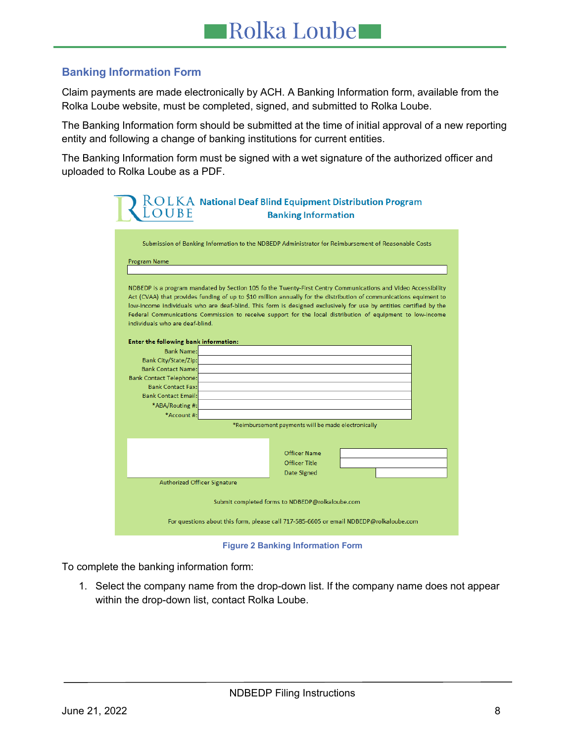## Banking Information Form

Claim payments are made electronically by ACH. A Banking Information form, available from the Rolka Loube website, must be completed, signed, and submitted to Rolka Loube.

The Banking Information form should be submitted at the time of initial approval of a new reporting entity and following a change of banking institutions for current entities.

The Banking Information form must be signed with a wet signature of the authorized officer and uploaded to Rolka Loube as a PDF.

ROLKA LOUBE **National Deaf Blind Equipment Distribution Program**
**Banking Information**

Submission of Banking Information to the NDBEDP Administrator for Reimbursement of Reasonable Costs

Program Name

NDBEDP is a program mandated by Section 105 fo the Twenty-First Centry Communications and Video Accessibility Act (CVAA) that provides funding of up to $10 million annually for the distribution of communications equiment to low-income individuals who are deaf-blind. This form is designed exclusively for use by entities certified by the Federal Communications Commission to receive support for the local distribution of equipment to low-income individuals who are deaf-blind.

**Enter the following bank information:**

| Field | Value |
|---|---|
| Bank Name: | |
| Bank City/State/Zip: | |
| Bank Contact Name: | |
| Bank Contact Telephone: | |
| Bank Contact Fax: | |
| Bank Contact Email: | |
| *ABA/Routing #: | |
| *Account #: | |

*Reimbursement payments will be made electronically

Authorized Officer Signature

| Field | Value |
|---|---|
| Officer Name | |
| Officer Title | |
| Date Signed | |

Submit completed forms to NDBEDP@rolkaloube.com

For questions about this form, please call 717-585-6605 or email NDBEDP@rolkaloube.com

**Figure 2 Banking Information Form**

To complete the banking information form:

1. Select the company name from the drop-down list. If the company name does not appear within the drop-down list, contact Rolka Loube.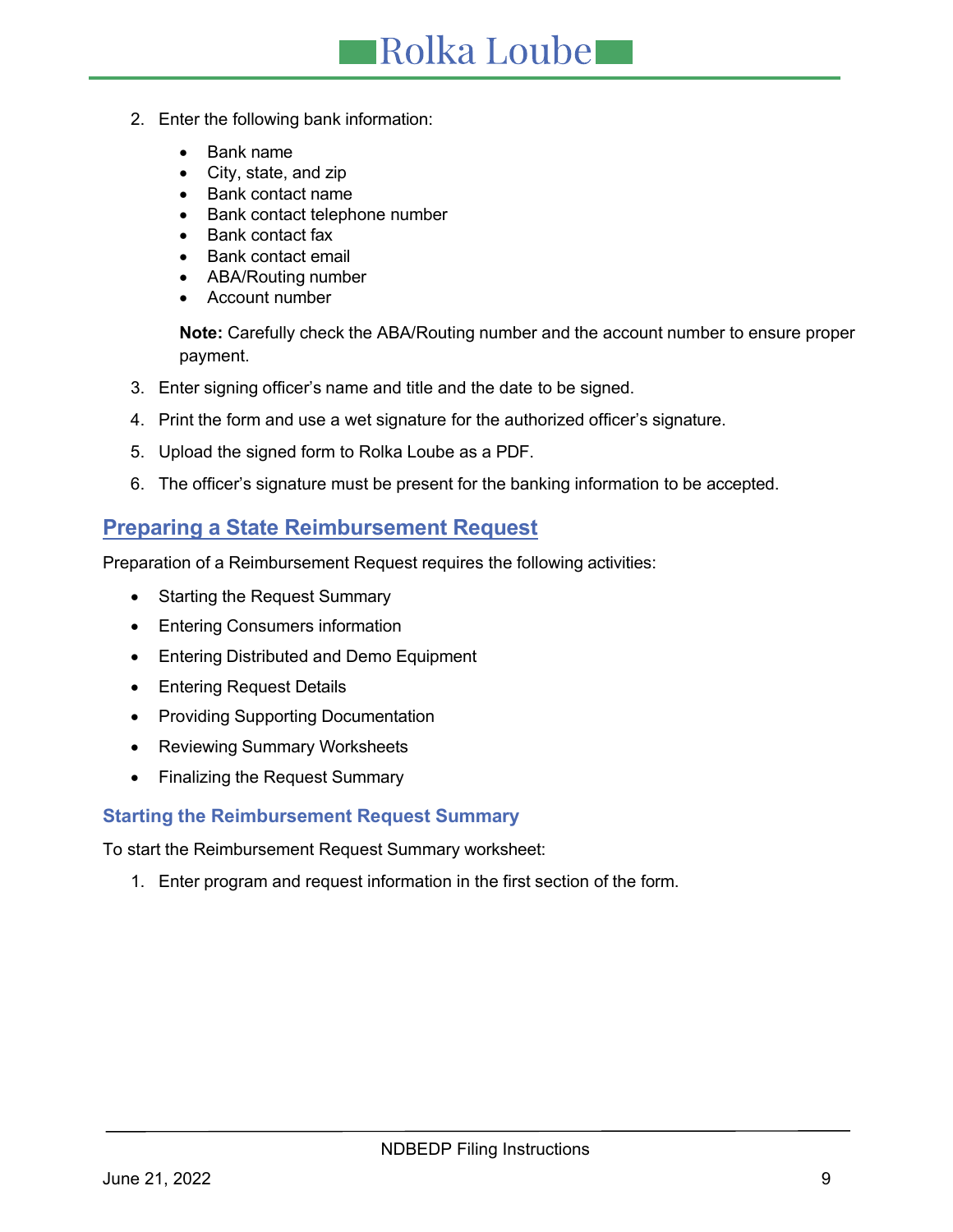2. Enter the following bank information:

   - Bank name
   - City, state, and zip
   - Bank contact name
   - Bank contact telephone number
   - Bank contact fax
   - Bank contact email
   - ABA/Routing number
   - Account number

   **Note:** Carefully check the ABA/Routing number and the account number to ensure proper payment.

3. Enter signing officer's name and title and the date to be signed.
4. Print the form and use a wet signature for the authorized officer's signature.
5. Upload the signed form to Rolka Loube as a PDF.
6. The officer's signature must be present for the banking information to be accepted.

## Preparing a State Reimbursement Request

Preparation of a Reimbursement Request requires the following activities:

- Starting the Request Summary
- Entering Consumers information
- Entering Distributed and Demo Equipment
- Entering Request Details
- Providing Supporting Documentation
- Reviewing Summary Worksheets
- Finalizing the Request Summary

### Starting the Reimbursement Request Summary

To start the Reimbursement Request Summary worksheet:

1. Enter program and request information in the first section of the form.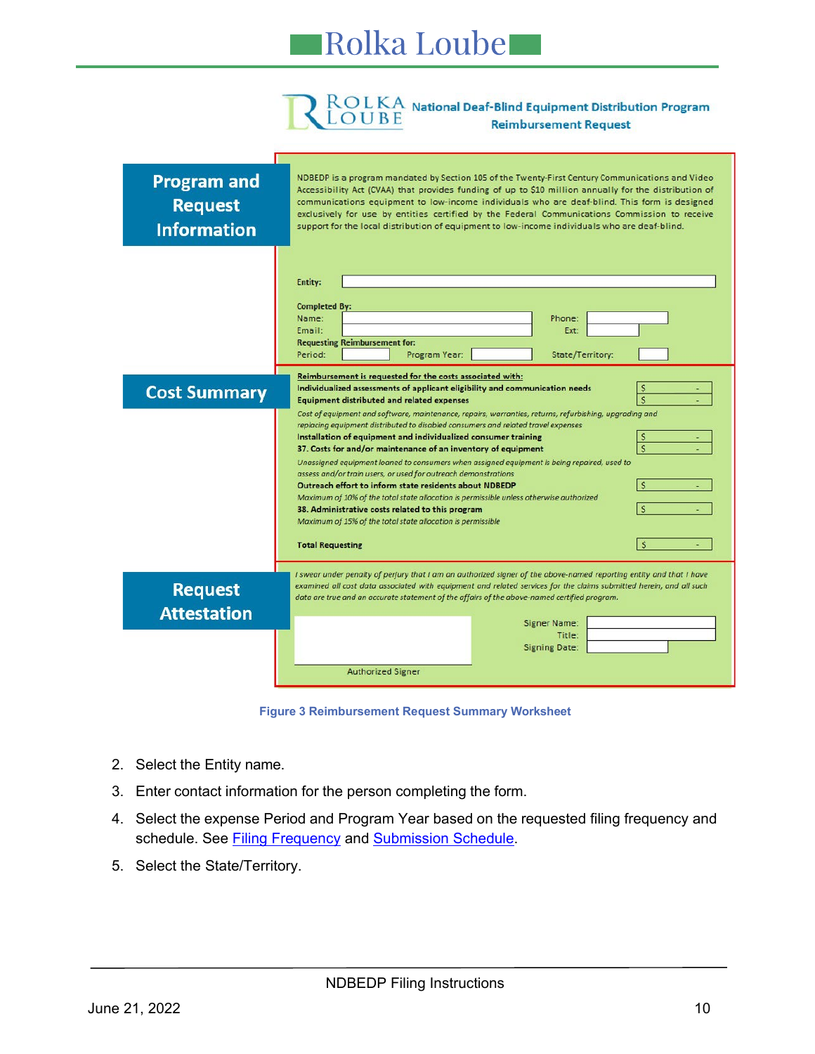National Deaf-Blind Equipment Distribution Program
Reimbursement Request

**Program and Request Information**

NDBEDP is a program mandated by Section 105 of the Twenty-First Century Communications and Video Accessibility Act (CVAA) that provides funding of up to $10 million annually for the distribution of communications equipment to low-income individuals who are deaf-blind. This form is designed exclusively for use by entities certified by the Federal Communications Commission to receive support for the local distribution of equipment to low-income individuals who are deaf-blind.

Entity:

Completed By:
Name: Phone:
Email: Ext:
Requesting Reimbursement for:
Period: Program Year: State/Territory:

**Cost Summary**

Reimbursement is requested for the costs associated with:

| Item | Amount |
|---|---|
| Individualized assessments of applicant eligibility and communication needs | $ - |
| Equipment distributed and related expenses<br>*Cost of equipment and software, maintenance, repairs, warranties, returns, refurbishing, upgrading and replacing equipment distributed to disabled consumers and related travel expenses* | $ - |
| Installation of equipment and individualized consumer training | $ - |
| 37. Costs for and/or maintenance of an inventory of equipment<br>*Unassigned equipment loaned to consumers when assigned equipment is being repaired, used to assess and/or train users, or used for outreach demonstrations* | $ - |
| Outreach effort to inform state residents about NDBEDP<br>*Maximum of 10% of the total state allocation is permissible unless otherwise authorized* | $ - |
| 38. Administrative costs related to this program<br>*Maximum of 15% of the total state allocation is permissible* | $ - |
| **Total Requesting** | $ - |

**Request Attestation**

*I swear under penalty of perjury that I am an authorized signer of the above-named reporting entity and that I have examined all cost data associated with equipment and related services for the claims submitted herein, and all such data are true and an accurate statement of the affairs of the above-named certified program.*

Authorized Signer

Signer Name:
Title:
Signing Date:

**Figure 3 Reimbursement Request Summary Worksheet**

2. Select the Entity name.
3. Enter contact information for the person completing the form.
4. Select the expense Period and Program Year based on the requested filing frequency and schedule. See Filing Frequency and Submission Schedule.
5. Select the State/Territory.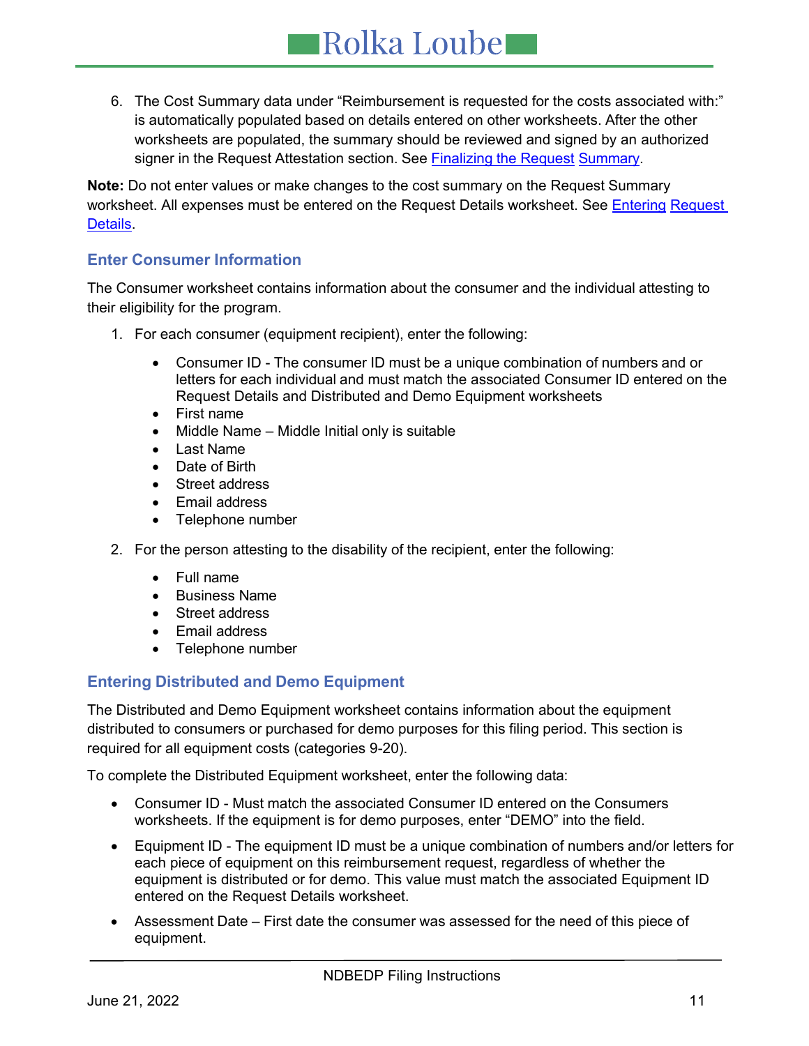6. The Cost Summary data under "Reimbursement is requested for the costs associated with:" is automatically populated based on details entered on other worksheets. After the other worksheets are populated, the summary should be reviewed and signed by an authorized signer in the Request Attestation section. See Finalizing the Request Summary.

**Note:** Do not enter values or make changes to the cost summary on the Request Summary worksheet. All expenses must be entered on the Request Details worksheet. See Entering Request Details.

### Enter Consumer Information

The Consumer worksheet contains information about the consumer and the individual attesting to their eligibility for the program.

1. For each consumer (equipment recipient), enter the following:
   - Consumer ID - The consumer ID must be a unique combination of numbers and or letters for each individual and must match the associated Consumer ID entered on the Request Details and Distributed and Demo Equipment worksheets
   - First name
   - Middle Name – Middle Initial only is suitable
   - Last Name
   - Date of Birth
   - Street address
   - Email address
   - Telephone number
2. For the person attesting to the disability of the recipient, enter the following:
   - Full name
   - Business Name
   - Street address
   - Email address
   - Telephone number

### Entering Distributed and Demo Equipment

The Distributed and Demo Equipment worksheet contains information about the equipment distributed to consumers or purchased for demo purposes for this filing period. This section is required for all equipment costs (categories 9-20).

To complete the Distributed Equipment worksheet, enter the following data:

- Consumer ID - Must match the associated Consumer ID entered on the Consumers worksheets. If the equipment is for demo purposes, enter "DEMO" into the field.
- Equipment ID - The equipment ID must be a unique combination of numbers and/or letters for each piece of equipment on this reimbursement request, regardless of whether the equipment is distributed or for demo. This value must match the associated Equipment ID entered on the Request Details worksheet.
- Assessment Date – First date the consumer was assessed for the need of this piece of equipment.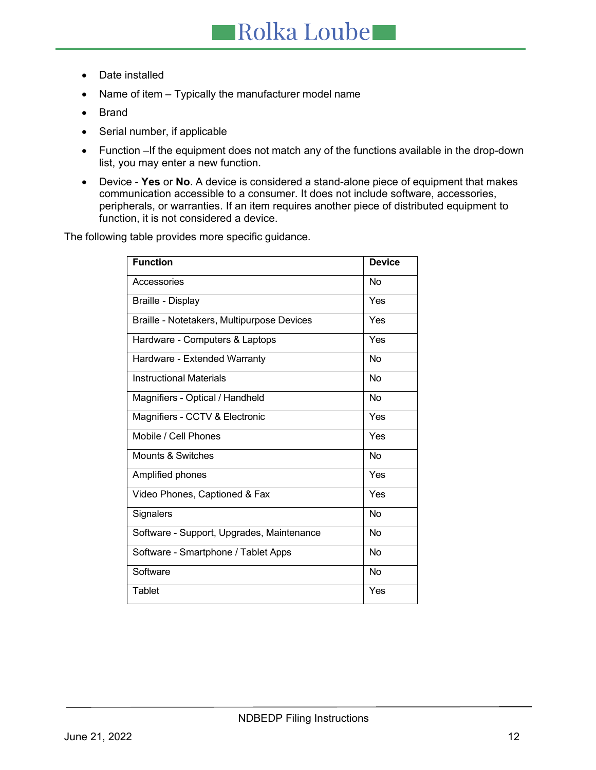- Date installed
- Name of item – Typically the manufacturer model name
- Brand
- Serial number, if applicable
- Function –If the equipment does not match any of the functions available in the drop-down list, you may enter a new function.
- Device - **Yes** or **No**. A device is considered a stand-alone piece of equipment that makes communication accessible to a consumer. It does not include software, accessories, peripherals, or warranties. If an item requires another piece of distributed equipment to function, it is not considered a device.

The following table provides more specific guidance.

| Function | Device |
|---|---|
| Accessories | No |
| Braille - Display | Yes |
| Braille - Notetakers, Multipurpose Devices | Yes |
| Hardware - Computers & Laptops | Yes |
| Hardware - Extended Warranty | No |
| Instructional Materials | No |
| Magnifiers - Optical / Handheld | No |
| Magnifiers - CCTV & Electronic | Yes |
| Mobile / Cell Phones | Yes |
| Mounts & Switches | No |
| Amplified phones | Yes |
| Video Phones, Captioned & Fax | Yes |
| Signalers | No |
| Software - Support, Upgrades, Maintenance | No |
| Software - Smartphone / Tablet Apps | No |
| Software | No |
| Tablet | Yes |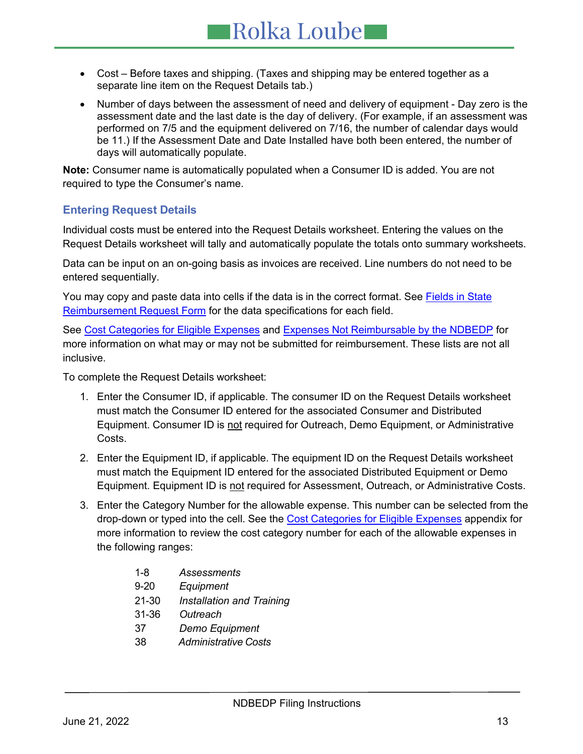- Cost – Before taxes and shipping. (Taxes and shipping may be entered together as a separate line item on the Request Details tab.)
- Number of days between the assessment of need and delivery of equipment - Day zero is the assessment date and the last date is the day of delivery. (For example, if an assessment was performed on 7/5 and the equipment delivered on 7/16, the number of calendar days would be 11.) If the Assessment Date and Date Installed have both been entered, the number of days will automatically populate.

**Note:** Consumer name is automatically populated when a Consumer ID is added. You are not required to type the Consumer's name.

### Entering Request Details

Individual costs must be entered into the Request Details worksheet. Entering the values on the Request Details worksheet will tally and automatically populate the totals onto summary worksheets.

Data can be input on an on-going basis as invoices are received. Line numbers do not need to be entered sequentially.

You may copy and paste data into cells if the data is in the correct format. See Fields in State Reimbursement Request Form for the data specifications for each field.

See Cost Categories for Eligible Expenses and Expenses Not Reimbursable by the NDBEDP for more information on what may or may not be submitted for reimbursement. These lists are not all inclusive.

To complete the Request Details worksheet:

1. Enter the Consumer ID, if applicable. The consumer ID on the Request Details worksheet must match the Consumer ID entered for the associated Consumer and Distributed Equipment. Consumer ID is not required for Outreach, Demo Equipment, or Administrative Costs.
2. Enter the Equipment ID, if applicable. The equipment ID on the Request Details worksheet must match the Equipment ID entered for the associated Distributed Equipment or Demo Equipment. Equipment ID is not required for Assessment, Outreach, or Administrative Costs.
3. Enter the Category Number for the allowable expense. This number can be selected from the drop-down or typed into the cell. See the Cost Categories for Eligible Expenses appendix for more information to review the cost category number for each of the allowable expenses in the following ranges:

   1-8 *Assessments*
   9-20 *Equipment*
   21-30 *Installation and Training*
   31-36 *Outreach*
   37 *Demo Equipment*
   38 *Administrative Costs*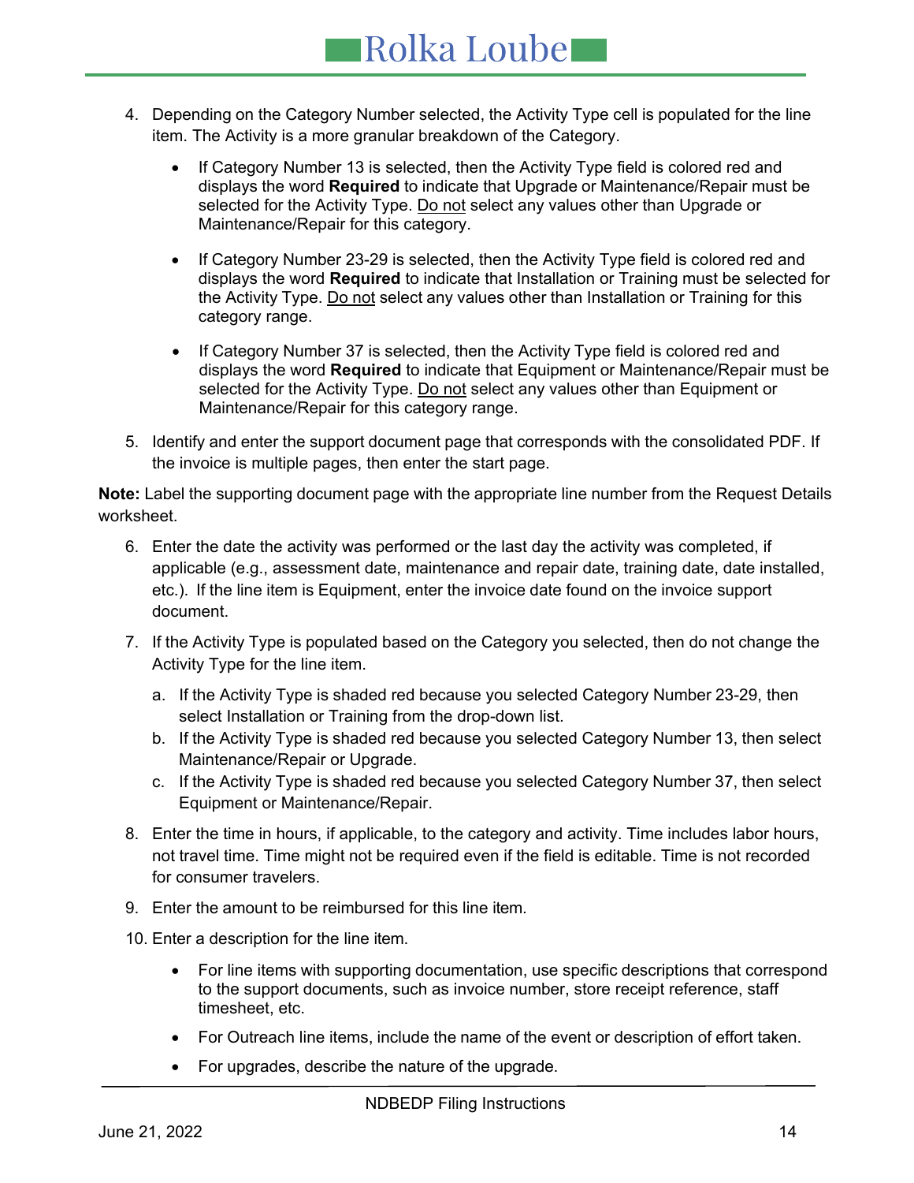4. Depending on the Category Number selected, the Activity Type cell is populated for the line item. The Activity is a more granular breakdown of the Category.

    - If Category Number 13 is selected, then the Activity Type field is colored red and displays the word **Required** to indicate that Upgrade or Maintenance/Repair must be selected for the Activity Type. <u>Do not</u> select any values other than Upgrade or Maintenance/Repair for this category.

    - If Category Number 23-29 is selected, then the Activity Type field is colored red and displays the word **Required** to indicate that Installation or Training must be selected for the Activity Type. <u>Do not</u> select any values other than Installation or Training for this category range.

    - If Category Number 37 is selected, then the Activity Type field is colored red and displays the word **Required** to indicate that Equipment or Maintenance/Repair must be selected for the Activity Type. <u>Do not</u> select any values other than Equipment or Maintenance/Repair for this category range.

5. Identify and enter the support document page that corresponds with the consolidated PDF. If the invoice is multiple pages, then enter the start page.

**Note:** Label the supporting document page with the appropriate line number from the Request Details worksheet.

6. Enter the date the activity was performed or the last day the activity was completed, if applicable (e.g., assessment date, maintenance and repair date, training date, date installed, etc.). If the line item is Equipment, enter the invoice date found on the invoice support document.

7. If the Activity Type is populated based on the Category you selected, then do not change the Activity Type for the line item.

    a. If the Activity Type is shaded red because you selected Category Number 23-29, then select Installation or Training from the drop-down list.
    b. If the Activity Type is shaded red because you selected Category Number 13, then select Maintenance/Repair or Upgrade.
    c. If the Activity Type is shaded red because you selected Category Number 37, then select Equipment or Maintenance/Repair.

8. Enter the time in hours, if applicable, to the category and activity. Time includes labor hours, not travel time. Time might not be required even if the field is editable. Time is not recorded for consumer travelers.

9. Enter the amount to be reimbursed for this line item.

10. Enter a description for the line item.

    - For line items with supporting documentation, use specific descriptions that correspond to the support documents, such as invoice number, store receipt reference, staff timesheet, etc.

    - For Outreach line items, include the name of the event or description of effort taken.

    - For upgrades, describe the nature of the upgrade.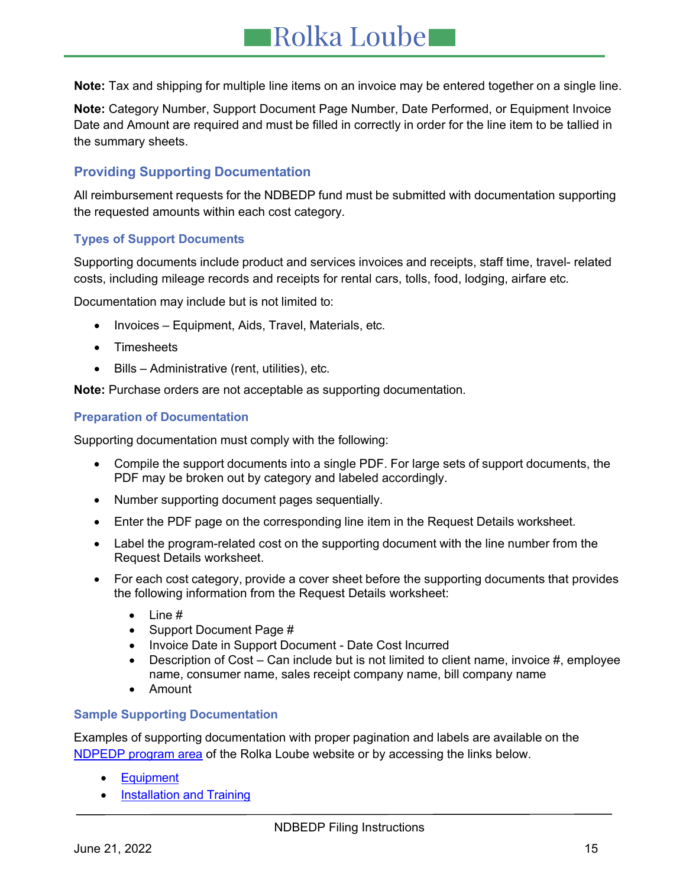**Note:** Tax and shipping for multiple line items on an invoice may be entered together on a single line.

**Note:** Category Number, Support Document Page Number, Date Performed, or Equipment Invoice Date and Amount are required and must be filled in correctly in order for the line item to be tallied in the summary sheets.

## Providing Supporting Documentation

All reimbursement requests for the NDBEDP fund must be submitted with documentation supporting the requested amounts within each cost category.

### Types of Support Documents

Supporting documents include product and services invoices and receipts, staff time, travel- related costs, including mileage records and receipts for rental cars, tolls, food, lodging, airfare etc.

Documentation may include but is not limited to:

- Invoices – Equipment, Aids, Travel, Materials, etc.
- Timesheets
- Bills – Administrative (rent, utilities), etc.

**Note:** Purchase orders are not acceptable as supporting documentation.

### Preparation of Documentation

Supporting documentation must comply with the following:

- Compile the support documents into a single PDF. For large sets of support documents, the PDF may be broken out by category and labeled accordingly.
- Number supporting document pages sequentially.
- Enter the PDF page on the corresponding line item in the Request Details worksheet.
- Label the program-related cost on the supporting document with the line number from the Request Details worksheet.
- For each cost category, provide a cover sheet before the supporting documents that provides the following information from the Request Details worksheet:
    - Line #
    - Support Document Page #
    - Invoice Date in Support Document - Date Cost Incurred
    - Description of Cost – Can include but is not limited to client name, invoice #, employee name, consumer name, sales receipt company name, bill company name
    - Amount

### Sample Supporting Documentation

Examples of supporting documentation with proper pagination and labels are available on the NDPEDP program area of the Rolka Loube website or by accessing the links below.

- Equipment
- Installation and Training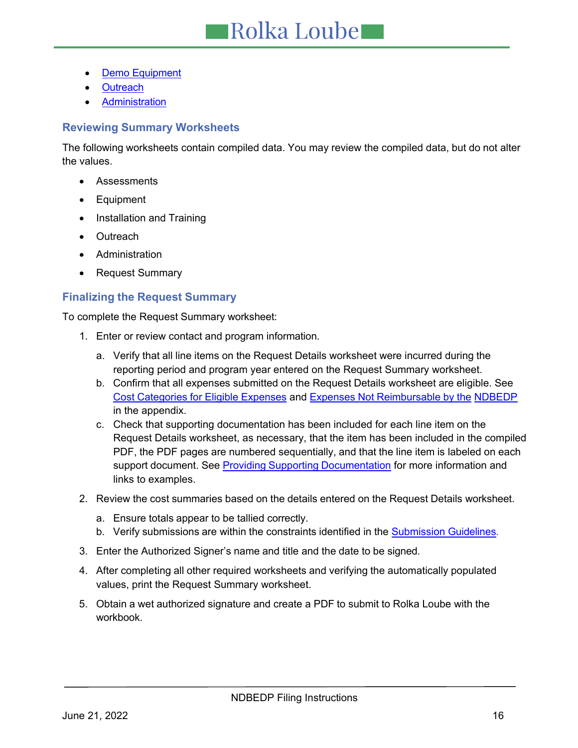- Demo Equipment
- Outreach
- Administration

### Reviewing Summary Worksheets

The following worksheets contain compiled data. You may review the compiled data, but do not alter the values.

- Assessments
- Equipment
- Installation and Training
- Outreach
- Administration
- Request Summary

### Finalizing the Request Summary

To complete the Request Summary worksheet:

1. Enter or review contact and program information.
   a. Verify that all line items on the Request Details worksheet were incurred during the reporting period and program year entered on the Request Summary worksheet.
   b. Confirm that all expenses submitted on the Request Details worksheet are eligible. See Cost Categories for Eligible Expenses and Expenses Not Reimbursable by the NDBEDP in the appendix.
   c. Check that supporting documentation has been included for each line item on the Request Details worksheet, as necessary, that the item has been included in the compiled PDF, the PDF pages are numbered sequentially, and that the line item is labeled on each support document. See Providing Supporting Documentation for more information and links to examples.
2. Review the cost summaries based on the details entered on the Request Details worksheet.
   a. Ensure totals appear to be tallied correctly.
   b. Verify submissions are within the constraints identified in the Submission Guidelines.
3. Enter the Authorized Signer's name and title and the date to be signed.
4. After completing all other required worksheets and verifying the automatically populated values, print the Request Summary worksheet.
5. Obtain a wet authorized signature and create a PDF to submit to Rolka Loube with the workbook.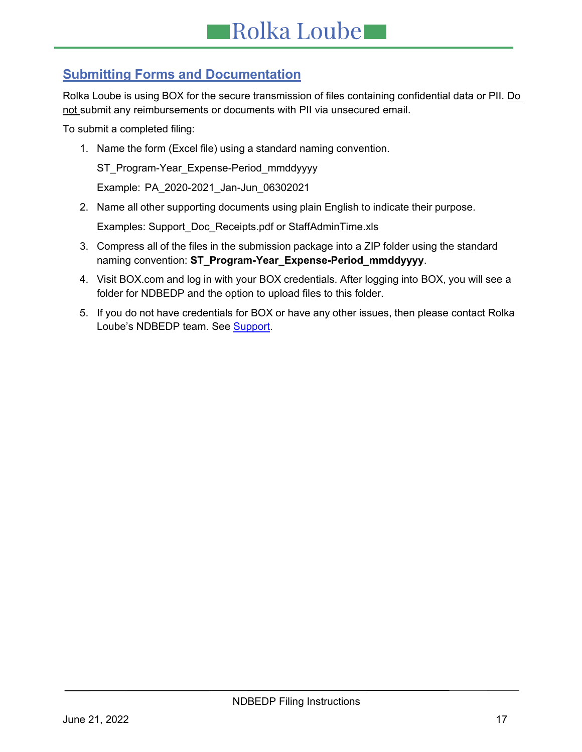## Submitting Forms and Documentation

Rolka Loube is using BOX for the secure transmission of files containing confidential data or PII. Do not submit any reimbursements or documents with PII via unsecured email.

To submit a completed filing:

1. Name the form (Excel file) using a standard naming convention.

   ST_Program-Year_Expense-Period_mmddyyyy

   Example: PA_2020-2021_Jan-Jun_06302021

2. Name all other supporting documents using plain English to indicate their purpose.

   Examples: Support_Doc_Receipts.pdf or StaffAdminTime.xls

3. Compress all of the files in the submission package into a ZIP folder using the standard naming convention: **ST_Program-Year_Expense-Period_mmddyyyy**.

4. Visit BOX.com and log in with your BOX credentials. After logging into BOX, you will see a folder for NDBEDP and the option to upload files to this folder.

5. If you do not have credentials for BOX or have any other issues, then please contact Rolka Loube's NDBEDP team. See Support.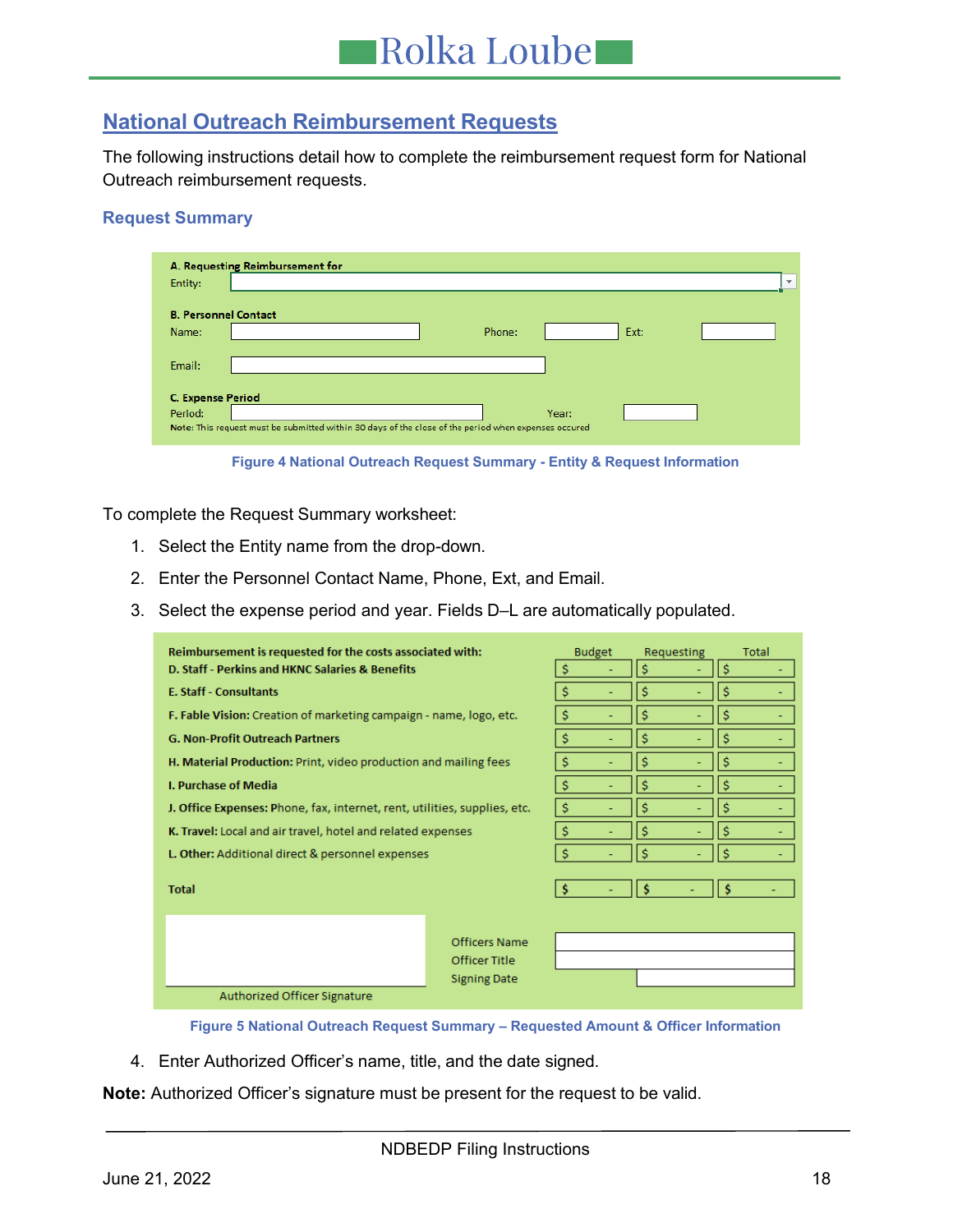## National Outreach Reimbursement Requests

The following instructions detail how to complete the reimbursement request form for National Outreach reimbursement requests.

### Request Summary

**A. Requesting Reimbursement for**

Entity:

**B. Personnel Contact**

Name: Phone: Ext:

Email:

**C. Expense Period**

Period: Year:

Note: This request must be submitted within 30 days of the close of the period when expenses occured

Figure 4 National Outreach Request Summary - Entity & Request Information

To complete the Request Summary worksheet:

1. Select the Entity name from the drop-down.
2. Enter the Personnel Contact Name, Phone, Ext, and Email.
3. Select the expense period and year. Fields D–L are automatically populated.

| Reimbursement is requested for the costs associated with: | Budget | Requesting | Total |
|---|---|---|---|
| **D. Staff - Perkins and HKNC Salaries & Benefits** | $ - | $ - | $ - |
| **E. Staff - Consultants** | $ - | $ - | $ - |
| **F. Fable Vision:** Creation of marketing campaign - name, logo, etc. | $ - | $ - | $ - |
| **G. Non-Profit Outreach Partners** | $ - | $ - | $ - |
| **H. Material Production:** Print, video production and mailing fees | $ - | $ - | $ - |
| **I. Purchase of Media** | $ - | $ - | $ - |
| **J. Office Expenses:** Phone, fax, internet, rent, utilities, supplies, etc. | $ - | $ - | $ - |
| **K. Travel:** Local and air travel, hotel and related expenses | $ - | $ - | $ - |
| **L. Other:** Additional direct & personnel expenses | $ - | $ - | $ - |
| **Total** | $ - | $ - | $ - |

Authorized Officer Signature

Officers Name
Officer Title
Signing Date

Figure 5 National Outreach Request Summary – Requested Amount & Officer Information

4. Enter Authorized Officer's name, title, and the date signed.

**Note:** Authorized Officer's signature must be present for the request to be valid.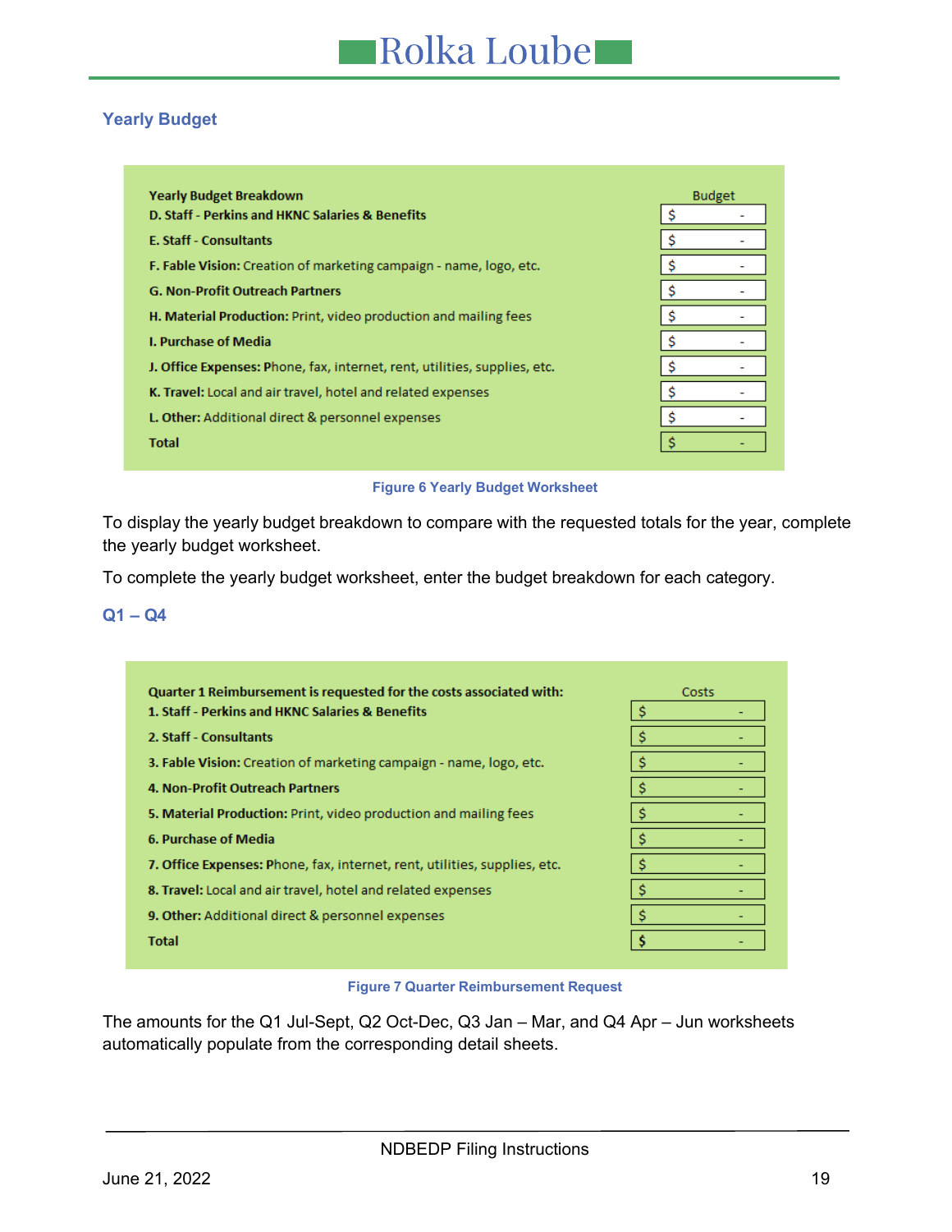## Yearly Budget

| Yearly Budget Breakdown | Budget |
|---|---|
| **D. Staff - Perkins and HKNC Salaries & Benefits** | $ - |
| **E. Staff - Consultants** | $ - |
| **F. Fable Vision:** Creation of marketing campaign - name, logo, etc. | $ - |
| **G. Non-Profit Outreach Partners** | $ - |
| **H. Material Production:** Print, video production and mailing fees | $ - |
| **I. Purchase of Media** | $ - |
| **J. Office Expenses:** Phone, fax, internet, rent, utilities, supplies, etc. | $ - |
| **K. Travel:** Local and air travel, hotel and related expenses | $ - |
| **L. Other:** Additional direct & personnel expenses | $ - |
| **Total** | $ - |

Figure 6 Yearly Budget Worksheet

To display the yearly budget breakdown to compare with the requested totals for the year, complete the yearly budget worksheet.

To complete the yearly budget worksheet, enter the budget breakdown for each category.

## Q1 – Q4

| Quarter 1 Reimbursement is requested for the costs associated with: | Costs |
|---|---|
| **1. Staff - Perkins and HKNC Salaries & Benefits** | $ - |
| **2. Staff - Consultants** | $ - |
| **3. Fable Vision:** Creation of marketing campaign - name, logo, etc. | $ - |
| **4. Non-Profit Outreach Partners** | $ - |
| **5. Material Production:** Print, video production and mailing fees | $ - |
| **6. Purchase of Media** | $ - |
| **7. Office Expenses:** Phone, fax, internet, rent, utilities, supplies, etc. | $ - |
| **8. Travel:** Local and air travel, hotel and related expenses | $ - |
| **9. Other:** Additional direct & personnel expenses | $ - |
| **Total** | $ - |

Figure 7 Quarter Reimbursement Request

The amounts for the Q1 Jul-Sept, Q2 Oct-Dec, Q3 Jan – Mar, and Q4 Apr – Jun worksheets automatically populate from the corresponding detail sheets.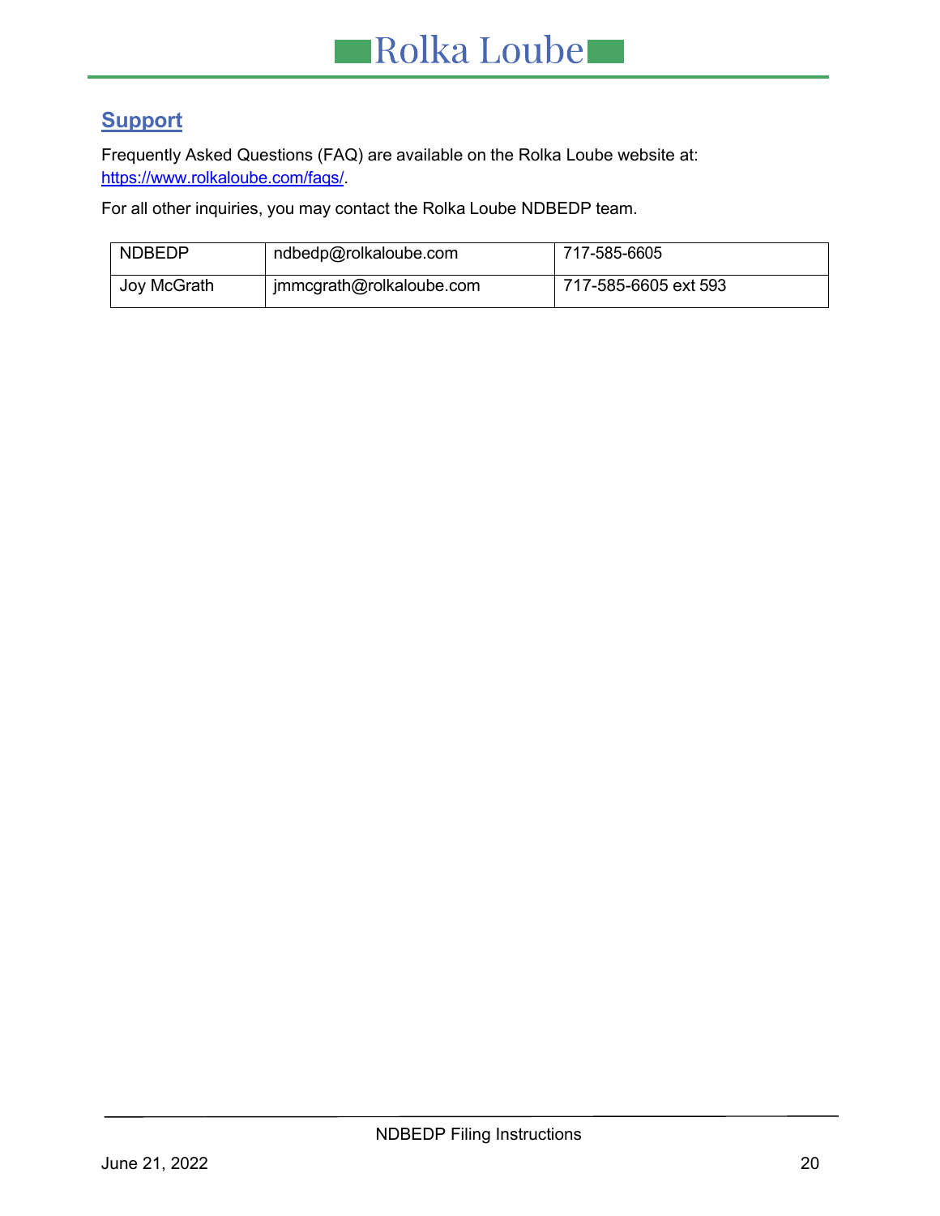## Support

Frequently Asked Questions (FAQ) are available on the Rolka Loube website at: https://www.rolkaloube.com/faqs/.

For all other inquiries, you may contact the Rolka Loube NDBEDP team.

| NDBEDP | ndbedp@rolkaloube.com | 717-585-6605 |
| --- | --- | --- |
| Joy McGrath | jmmcgrath@rolkaloube.com | 717-585-6605 ext 593 |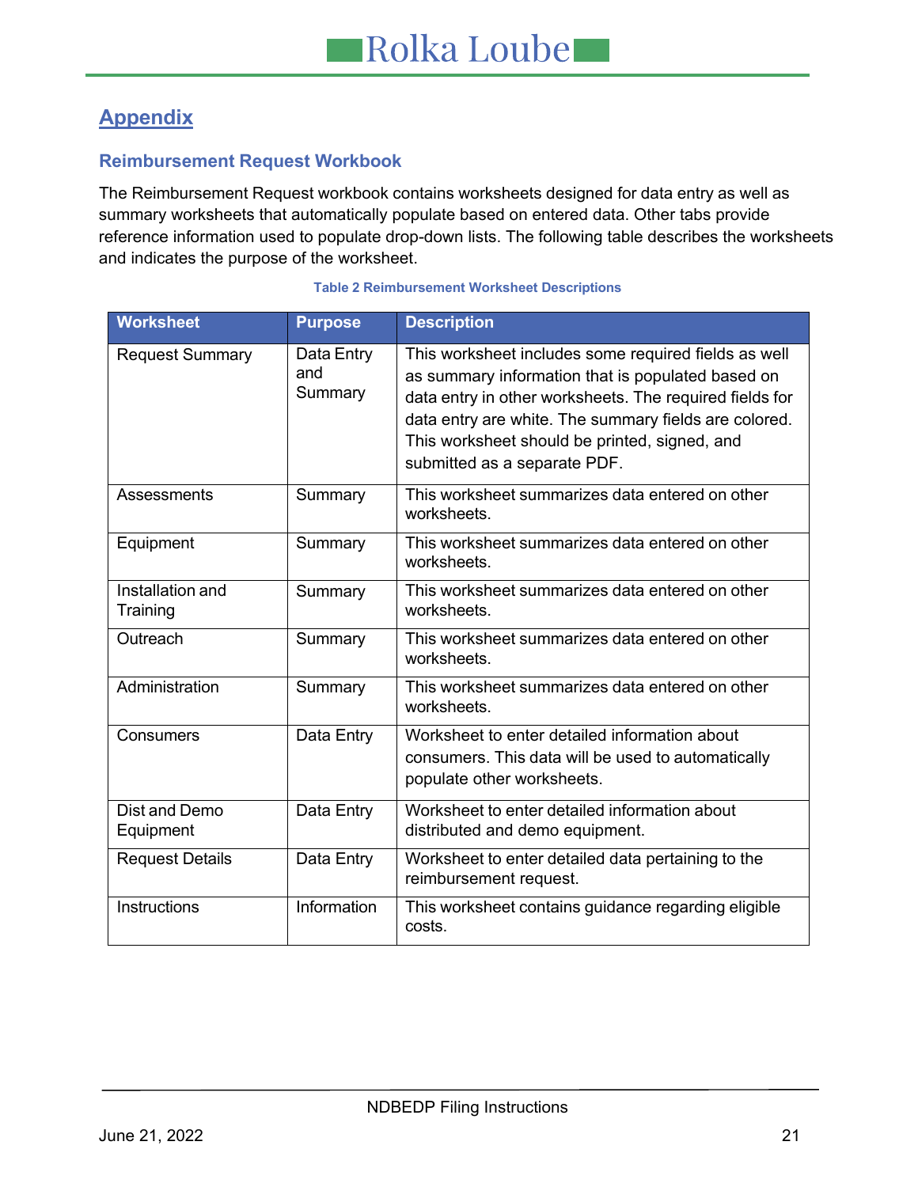# Appendix

## Reimbursement Request Workbook

The Reimbursement Request workbook contains worksheets designed for data entry as well as summary worksheets that automatically populate based on entered data. Other tabs provide reference information used to populate drop-down lists. The following table describes the worksheets and indicates the purpose of the worksheet.

Table 2 Reimbursement Worksheet Descriptions

| Worksheet | Purpose | Description |
|---|---|---|
| Request Summary | Data Entry and Summary | This worksheet includes some required fields as well as summary information that is populated based on data entry in other worksheets. The required fields for data entry are white. The summary fields are colored. This worksheet should be printed, signed, and submitted as a separate PDF. |
| Assessments | Summary | This worksheet summarizes data entered on other worksheets. |
| Equipment | Summary | This worksheet summarizes data entered on other worksheets. |
| Installation and Training | Summary | This worksheet summarizes data entered on other worksheets. |
| Outreach | Summary | This worksheet summarizes data entered on other worksheets. |
| Administration | Summary | This worksheet summarizes data entered on other worksheets. |
| Consumers | Data Entry | Worksheet to enter detailed information about consumers. This data will be used to automatically populate other worksheets. |
| Dist and Demo Equipment | Data Entry | Worksheet to enter detailed information about distributed and demo equipment. |
| Request Details | Data Entry | Worksheet to enter detailed data pertaining to the reimbursement request. |
| Instructions | Information | This worksheet contains guidance regarding eligible costs. |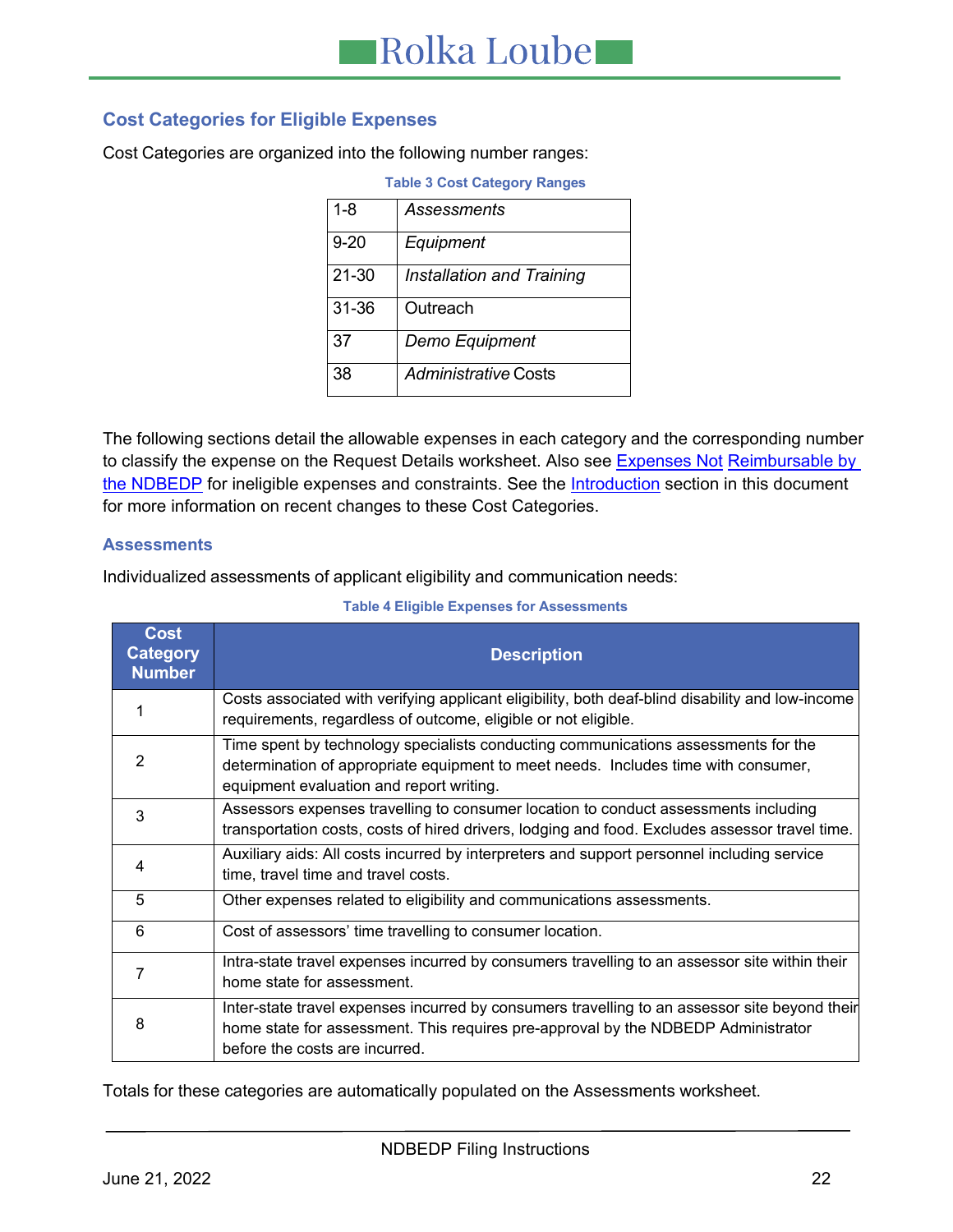## Cost Categories for Eligible Expenses

Cost Categories are organized into the following number ranges:

**Table 3 Cost Category Ranges**

| | |
|---|---|
| 1-8 | *Assessments* |
| 9-20 | *Equipment* |
| 21-30 | *Installation and Training* |
| 31-36 | Outreach |
| 37 | *Demo Equipment* |
| 38 | *Administrative* Costs |

The following sections detail the allowable expenses in each category and the corresponding number to classify the expense on the Request Details worksheet. Also see Expenses Not Reimbursable by the NDBEDP for ineligible expenses and constraints. See the Introduction section in this document for more information on recent changes to these Cost Categories.

### Assessments

Individualized assessments of applicant eligibility and communication needs:

**Table 4 Eligible Expenses for Assessments**

| Cost Category Number | Description |
|---|---|
| 1 | Costs associated with verifying applicant eligibility, both deaf-blind disability and low-income requirements, regardless of outcome, eligible or not eligible. |
| 2 | Time spent by technology specialists conducting communications assessments for the determination of appropriate equipment to meet needs. Includes time with consumer, equipment evaluation and report writing. |
| 3 | Assessors expenses travelling to consumer location to conduct assessments including transportation costs, costs of hired drivers, lodging and food. Excludes assessor travel time. |
| 4 | Auxiliary aids: All costs incurred by interpreters and support personnel including service time, travel time and travel costs. |
| 5 | Other expenses related to eligibility and communications assessments. |
| 6 | Cost of assessors' time travelling to consumer location. |
| 7 | Intra-state travel expenses incurred by consumers travelling to an assessor site within their home state for assessment. |
| 8 | Inter-state travel expenses incurred by consumers travelling to an assessor site beyond their home state for assessment. This requires pre-approval by the NDBEDP Administrator before the costs are incurred. |

Totals for these categories are automatically populated on the Assessments worksheet.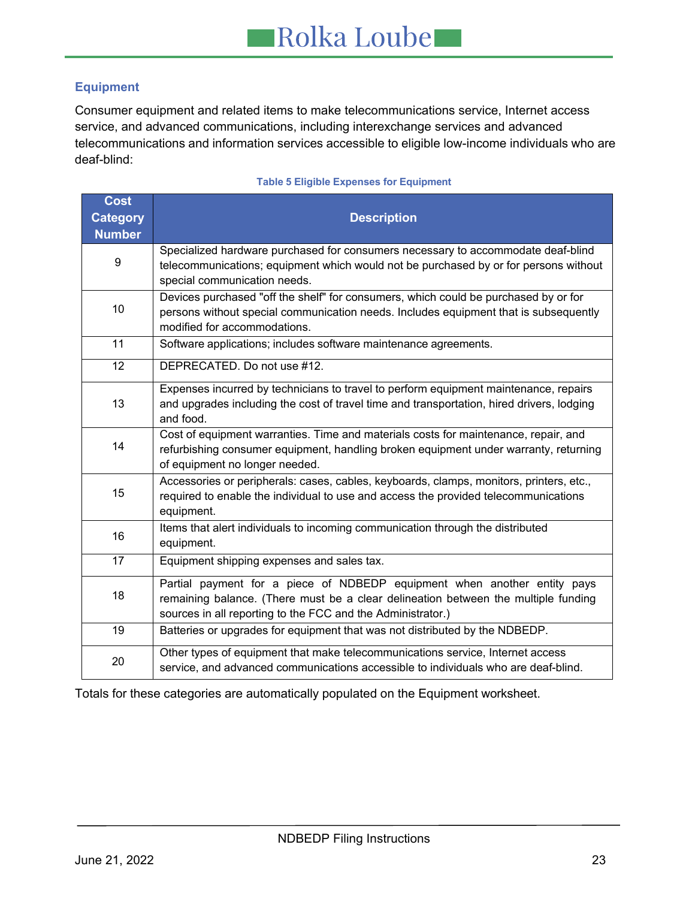### Equipment

Consumer equipment and related items to make telecommunications service, Internet access service, and advanced communications, including interexchange services and advanced telecommunications and information services accessible to eligible low-income individuals who are deaf-blind:

**Table 5 Eligible Expenses for Equipment**

| Cost Category Number | Description |
|---|---|
| 9 | Specialized hardware purchased for consumers necessary to accommodate deaf-blind telecommunications; equipment which would not be purchased by or for persons without special communication needs. |
| 10 | Devices purchased "off the shelf" for consumers, which could be purchased by or for persons without special communication needs. Includes equipment that is subsequently modified for accommodations. |
| 11 | Software applications; includes software maintenance agreements. |
| 12 | DEPRECATED. Do not use #12. |
| 13 | Expenses incurred by technicians to travel to perform equipment maintenance, repairs and upgrades including the cost of travel time and transportation, hired drivers, lodging and food. |
| 14 | Cost of equipment warranties. Time and materials costs for maintenance, repair, and refurbishing consumer equipment, handling broken equipment under warranty, returning of equipment no longer needed. |
| 15 | Accessories or peripherals: cases, cables, keyboards, clamps, monitors, printers, etc., required to enable the individual to use and access the provided telecommunications equipment. |
| 16 | Items that alert individuals to incoming communication through the distributed equipment. |
| 17 | Equipment shipping expenses and sales tax. |
| 18 | Partial payment for a piece of NDBEDP equipment when another entity pays remaining balance. (There must be a clear delineation between the multiple funding sources in all reporting to the FCC and the Administrator.) |
| 19 | Batteries or upgrades for equipment that was not distributed by the NDBEDP. |
| 20 | Other types of equipment that make telecommunications service, Internet access service, and advanced communications accessible to individuals who are deaf-blind. |

Totals for these categories are automatically populated on the Equipment worksheet.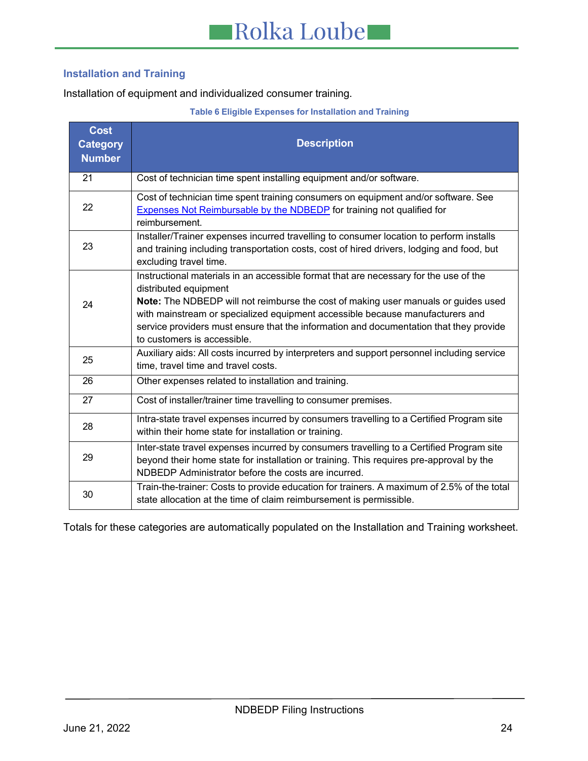### Installation and Training

Installation of equipment and individualized consumer training.

**Table 6 Eligible Expenses for Installation and Training**

| Cost Category Number | Description |
|---|---|
| 21 | Cost of technician time spent installing equipment and/or software. |
| 22 | Cost of technician time spent training consumers on equipment and/or software. See [Expenses Not Reimbursable by the NDBEDP]() for training not qualified for reimbursement. |
| 23 | Installer/Trainer expenses incurred travelling to consumer location to perform installs and training including transportation costs, cost of hired drivers, lodging and food, but excluding travel time. |
| 24 | Instructional materials in an accessible format that are necessary for the use of the distributed equipment<br>**Note:** The NDBEDP will not reimburse the cost of making user manuals or guides used with mainstream or specialized equipment accessible because manufacturers and service providers must ensure that the information and documentation that they provide to customers is accessible. |
| 25 | Auxiliary aids: All costs incurred by interpreters and support personnel including service time, travel time and travel costs. |
| 26 | Other expenses related to installation and training. |
| 27 | Cost of installer/trainer time travelling to consumer premises. |
| 28 | Intra-state travel expenses incurred by consumers travelling to a Certified Program site within their home state for installation or training. |
| 29 | Inter-state travel expenses incurred by consumers travelling to a Certified Program site beyond their home state for installation or training. This requires pre-approval by the NDBEDP Administrator before the costs are incurred. |
| 30 | Train-the-trainer: Costs to provide education for trainers. A maximum of 2.5% of the total state allocation at the time of claim reimbursement is permissible. |

Totals for these categories are automatically populated on the Installation and Training worksheet.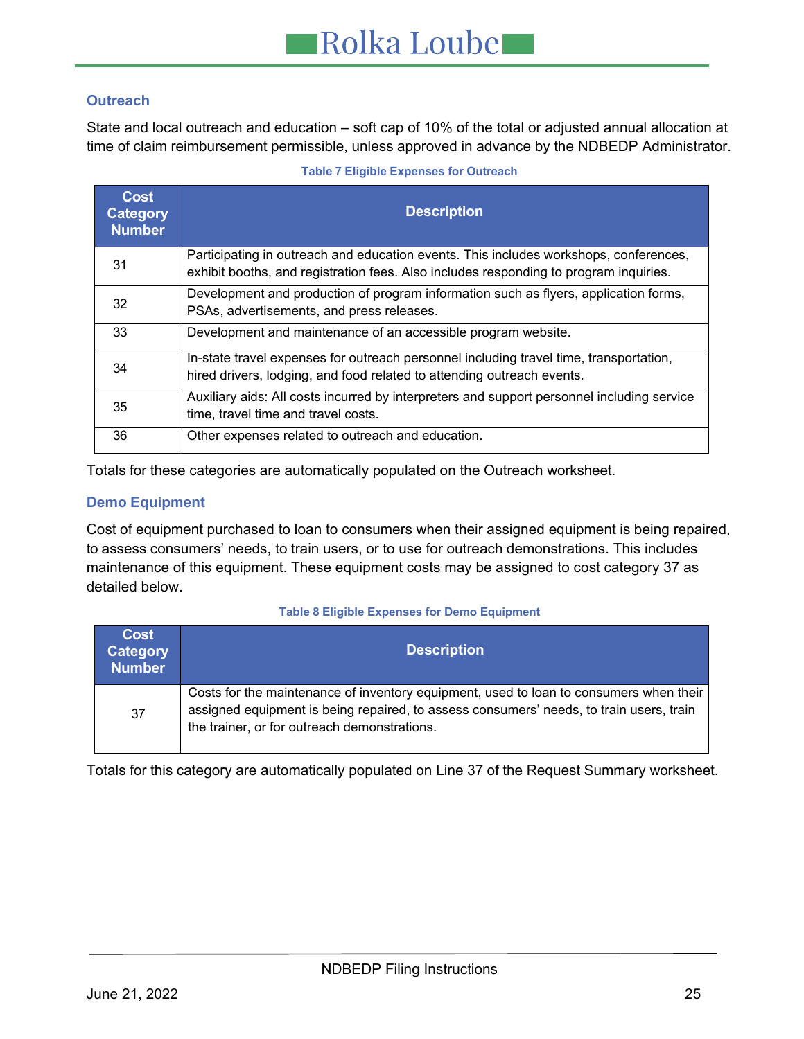### Outreach

State and local outreach and education – soft cap of 10% of the total or adjusted annual allocation at time of claim reimbursement permissible, unless approved in advance by the NDBEDP Administrator.

**Table 7 Eligible Expenses for Outreach**

| Cost Category Number | Description |
|---|---|
| 31 | Participating in outreach and education events. This includes workshops, conferences, exhibit booths, and registration fees. Also includes responding to program inquiries. |
| 32 | Development and production of program information such as flyers, application forms, PSAs, advertisements, and press releases. |
| 33 | Development and maintenance of an accessible program website. |
| 34 | In-state travel expenses for outreach personnel including travel time, transportation, hired drivers, lodging, and food related to attending outreach events. |
| 35 | Auxiliary aids: All costs incurred by interpreters and support personnel including service time, travel time and travel costs. |
| 36 | Other expenses related to outreach and education. |

Totals for these categories are automatically populated on the Outreach worksheet.

### Demo Equipment

Cost of equipment purchased to loan to consumers when their assigned equipment is being repaired, to assess consumers' needs, to train users, or to use for outreach demonstrations. This includes maintenance of this equipment. These equipment costs may be assigned to cost category 37 as detailed below.

**Table 8 Eligible Expenses for Demo Equipment**

| Cost Category Number | Description |
|---|---|
| 37 | Costs for the maintenance of inventory equipment, used to loan to consumers when their assigned equipment is being repaired, to assess consumers' needs, to train users, train the trainer, or for outreach demonstrations. |

Totals for this category are automatically populated on Line 37 of the Request Summary worksheet.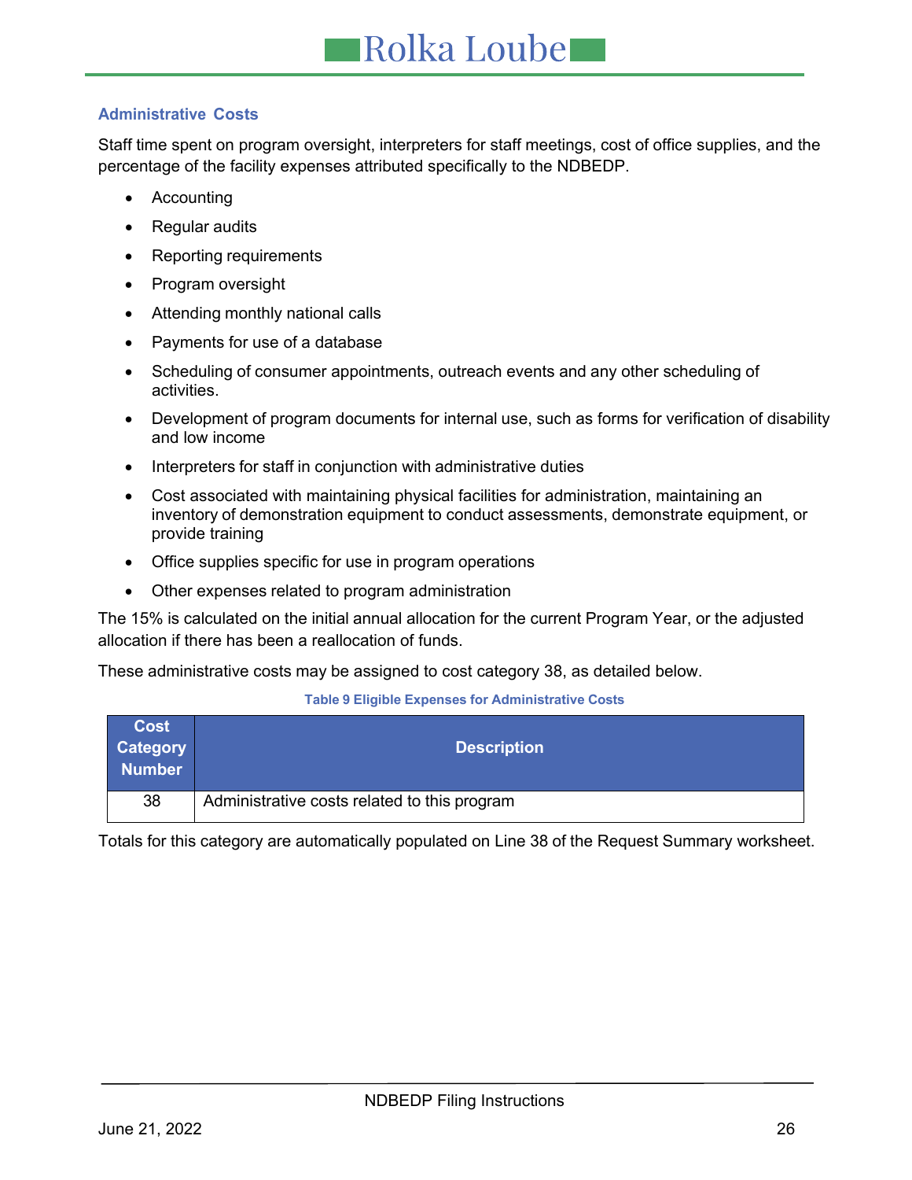### Administrative Costs

Staff time spent on program oversight, interpreters for staff meetings, cost of office supplies, and the percentage of the facility expenses attributed specifically to the NDBEDP.

- Accounting
- Regular audits
- Reporting requirements
- Program oversight
- Attending monthly national calls
- Payments for use of a database
- Scheduling of consumer appointments, outreach events and any other scheduling of activities.
- Development of program documents for internal use, such as forms for verification of disability and low income
- Interpreters for staff in conjunction with administrative duties
- Cost associated with maintaining physical facilities for administration, maintaining an inventory of demonstration equipment to conduct assessments, demonstrate equipment, or provide training
- Office supplies specific for use in program operations
- Other expenses related to program administration

The 15% is calculated on the initial annual allocation for the current Program Year, or the adjusted allocation if there has been a reallocation of funds.

These administrative costs may be assigned to cost category 38, as detailed below.

**Table 9 Eligible Expenses for Administrative Costs**

| Cost Category Number | Description |
|---|---|
| 38 | Administrative costs related to this program |

Totals for this category are automatically populated on Line 38 of the Request Summary worksheet.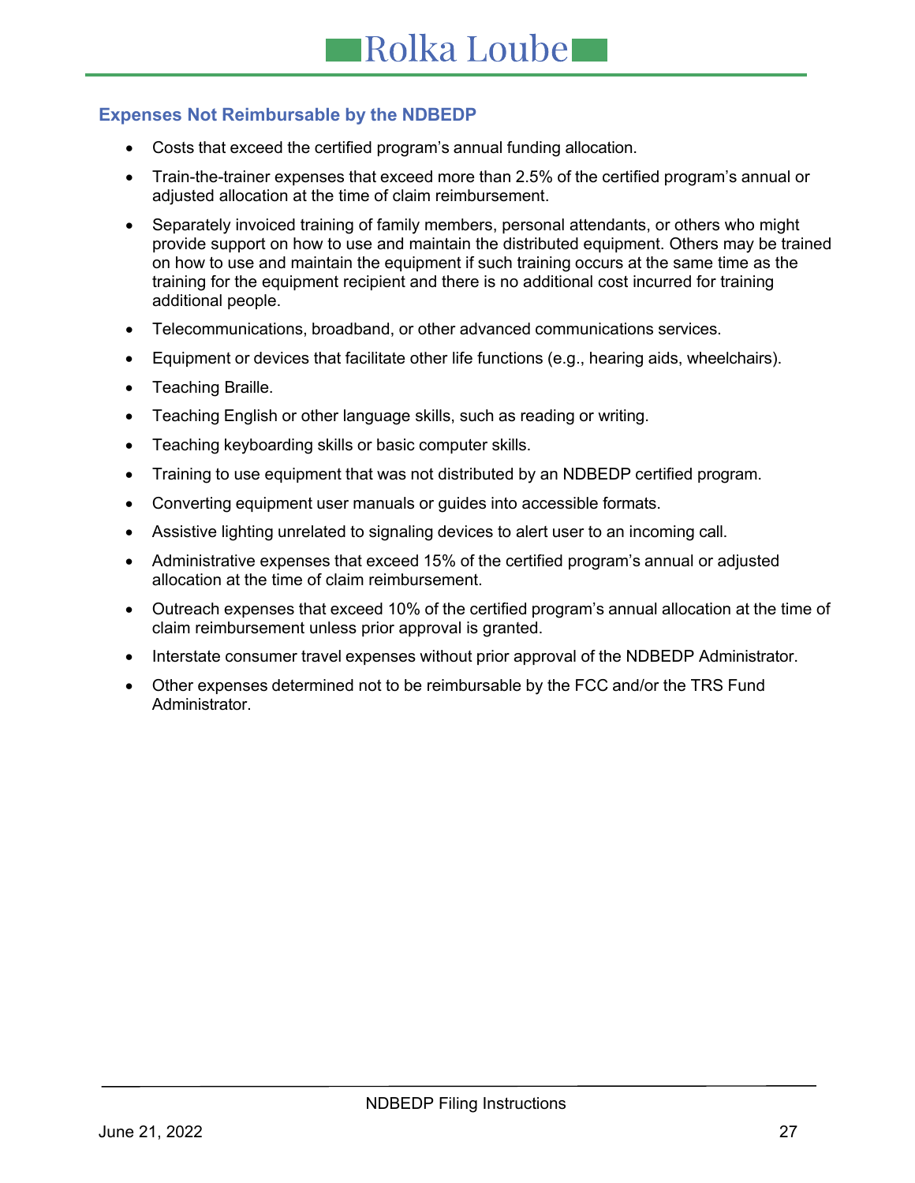### Expenses Not Reimbursable by the NDBEDP

- Costs that exceed the certified program's annual funding allocation.
- Train-the-trainer expenses that exceed more than 2.5% of the certified program's annual or adjusted allocation at the time of claim reimbursement.
- Separately invoiced training of family members, personal attendants, or others who might provide support on how to use and maintain the distributed equipment. Others may be trained on how to use and maintain the equipment if such training occurs at the same time as the training for the equipment recipient and there is no additional cost incurred for training additional people.
- Telecommunications, broadband, or other advanced communications services.
- Equipment or devices that facilitate other life functions (e.g., hearing aids, wheelchairs).
- Teaching Braille.
- Teaching English or other language skills, such as reading or writing.
- Teaching keyboarding skills or basic computer skills.
- Training to use equipment that was not distributed by an NDBEDP certified program.
- Converting equipment user manuals or guides into accessible formats.
- Assistive lighting unrelated to signaling devices to alert user to an incoming call.
- Administrative expenses that exceed 15% of the certified program's annual or adjusted allocation at the time of claim reimbursement.
- Outreach expenses that exceed 10% of the certified program's annual allocation at the time of claim reimbursement unless prior approval is granted.
- Interstate consumer travel expenses without prior approval of the NDBEDP Administrator.
- Other expenses determined not to be reimbursable by the FCC and/or the TRS Fund Administrator.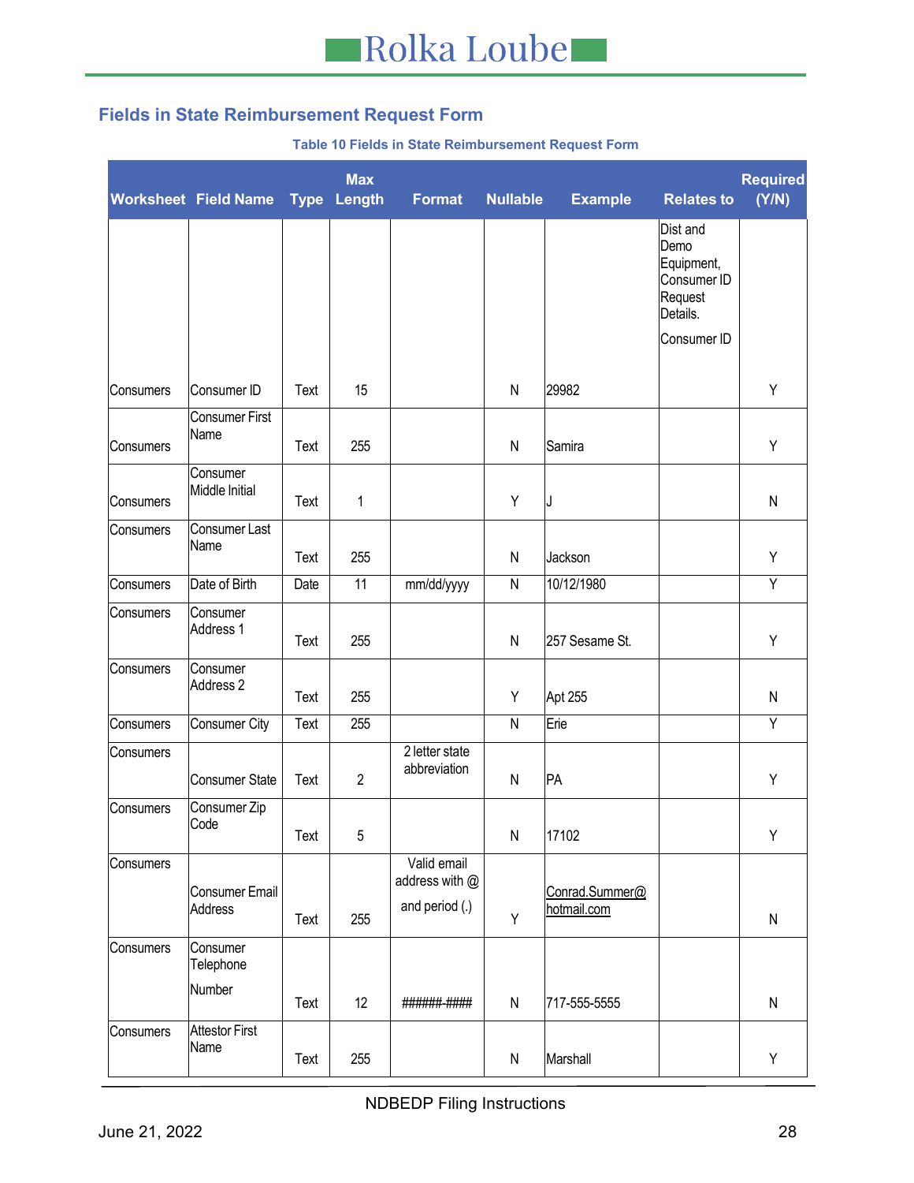## Fields in State Reimbursement Request Form

**Table 10 Fields in State Reimbursement Request Form**

| Worksheet | Field Name | Type | Max Length | Format | Nullable | Example | Relates to | Required (Y/N) |
|---|---|---|---|---|---|---|---|---|
| Consumers | Consumer ID | Text | 15 | | N | 29982 | Dist and Demo Equipment, Consumer ID Request Details. Consumer ID | Y |
| Consumers | Consumer First Name | Text | 255 | | N | Samira | | Y |
| Consumers | Consumer Middle Initial | Text | 1 | | Y | J | | N |
| Consumers | Consumer Last Name | Text | 255 | | N | Jackson | | Y |
| Consumers | Date of Birth | Date | 11 | mm/dd/yyyy | N | 10/12/1980 | | Y |
| Consumers | Consumer Address 1 | Text | 255 | | N | 257 Sesame St. | | Y |
| Consumers | Consumer Address 2 | Text | 255 | | Y | Apt 255 | | N |
| Consumers | Consumer City | Text | 255 | | N | Erie | | Y |
| Consumers | Consumer State | Text | 2 | 2 letter state abbreviation | N | PA | | Y |
| Consumers | Consumer Zip Code | Text | 5 | | N | 17102 | | Y |
| Consumers | Consumer Email Address | Text | 255 | Valid email address with @ and period (.) | Y | Conrad.Summer@hotmail.com | | N |
| Consumers | Consumer Telephone Number | Text | 12 | ######-#### | N | 717-555-5555 | | N |
| Consumers | Attestor First Name | Text | 255 | | N | Marshall | | Y |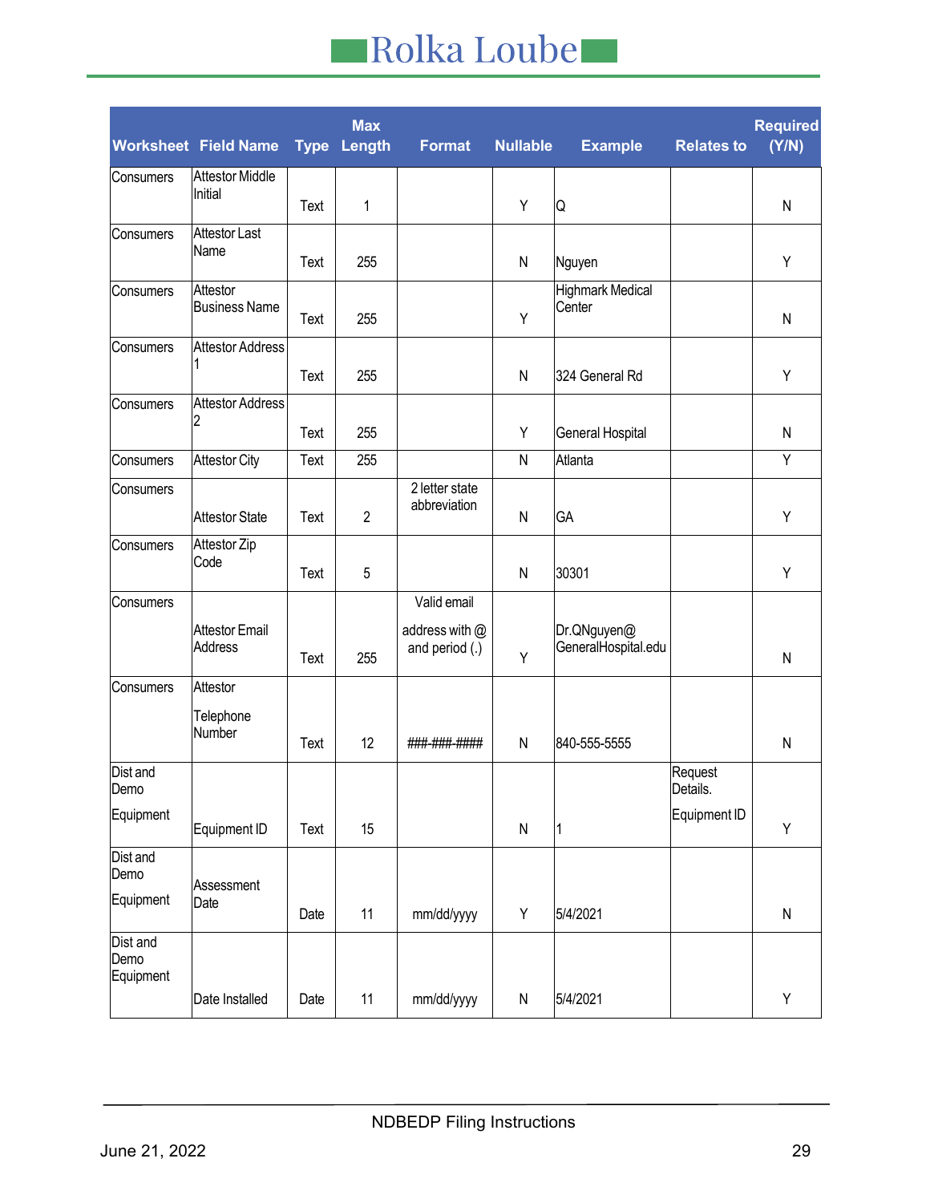| Worksheet | Field Name | Type | Max Length | Format | Nullable | Example | Relates to | Required (Y/N) |
|---|---|---|---|---|---|---|---|---|
| Consumers | Attestor Middle Initial | Text | 1 | | Y | Q | | N |
| Consumers | Attestor Last Name | Text | 255 | | N | Nguyen | | Y |
| Consumers | Attestor Business Name | Text | 255 | | Y | Highmark Medical Center | | N |
| Consumers | Attestor Address 1 | Text | 255 | | N | 324 General Rd | | Y |
| Consumers | Attestor Address 2 | Text | 255 | | Y | General Hospital | | N |
| Consumers | Attestor City | Text | 255 | | N | Atlanta | | Y |
| Consumers | Attestor State | Text | 2 | 2 letter state abbreviation | N | GA | | Y |
| Consumers | Attestor Zip Code | Text | 5 | | N | 30301 | | Y |
| Consumers | Attestor Email Address | Text | 255 | Valid email address with @ and period (.) | Y | Dr.QNguyen@ GeneralHospital.edu | | N |
| Consumers | Attestor Telephone Number | Text | 12 | ###-###-#### | N | 840-555-5555 | | N |
| Dist and Demo Equipment | Equipment ID | Text | 15 | | N | 1 | Request Details. Equipment ID | Y |
| Dist and Demo Equipment | Assessment Date | Date | 11 | mm/dd/yyyy | Y | 5/4/2021 | | N |
| Dist and Demo Equipment | Date Installed | Date | 11 | mm/dd/yyyy | N | 5/4/2021 | | Y |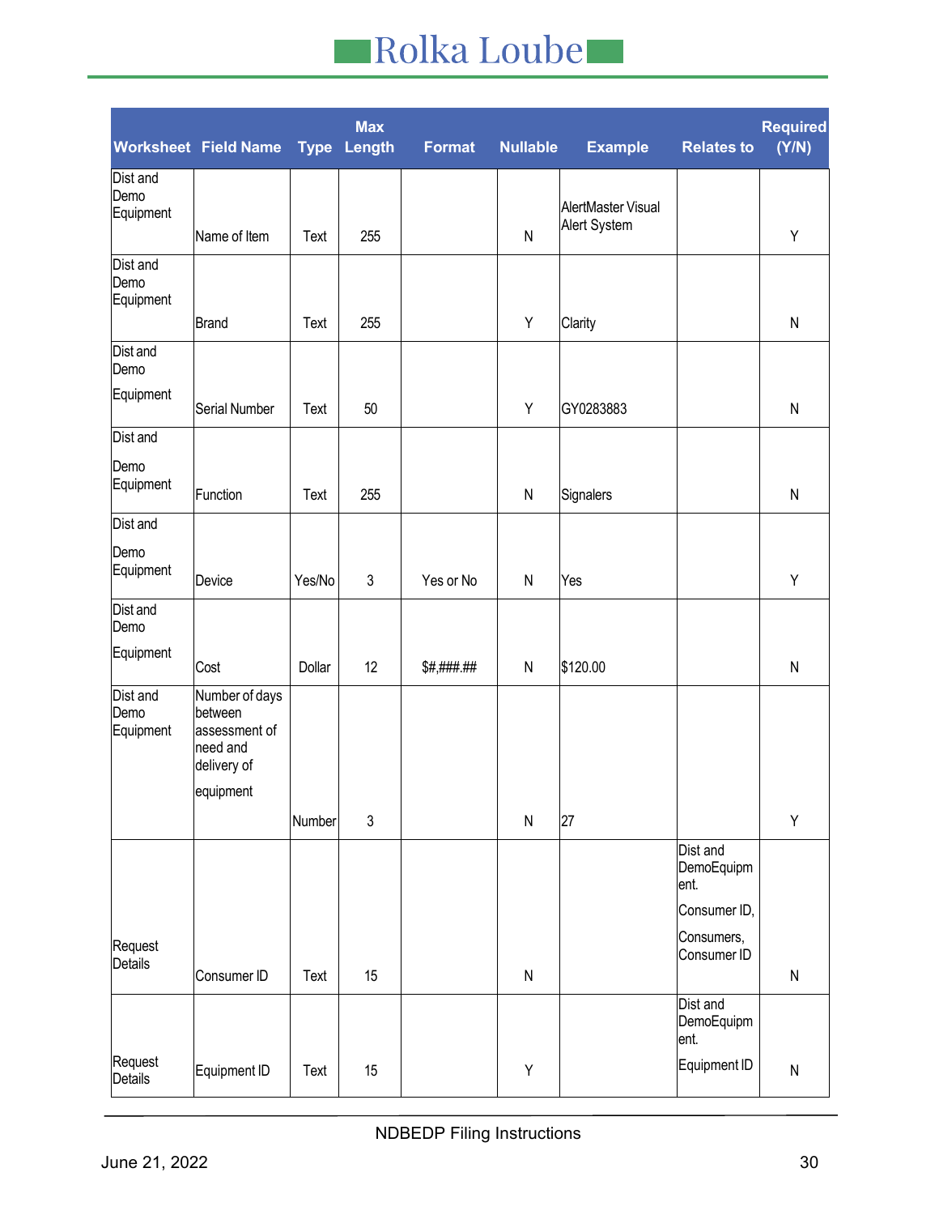| Worksheet | Field Name | Type | Max Length | Format | Nullable | Example | Relates to | Required (Y/N) |
|---|---|---|---|---|---|---|---|---|
| Dist and Demo Equipment | Name of Item | Text | 255 | | N | AlertMaster Visual Alert System | | Y |
| Dist and Demo Equipment | Brand | Text | 255 | | Y | Clarity | | N |
| Dist and Demo Equipment | Serial Number | Text | 50 | | Y | GY0283883 | | N |
| Dist and Demo Equipment | Function | Text | 255 | | N | Signalers | | N |
| Dist and Demo Equipment | Device | Yes/No | 3 | Yes or No | N | Yes | | Y |
| Dist and Demo Equipment | Cost | Dollar | 12 | $#,###.## | N | $120.00 | | N |
| Dist and Demo Equipment | Number of days between assessment of need and delivery of equipment | Number | 3 | | N | 27 | | Y |
| Request Details | Consumer ID | Text | 15 | | N | | Dist and DemoEquipment. Consumer ID, Consumers, Consumer ID | N |
| Request Details | Equipment ID | Text | 15 | | Y | | Dist and DemoEquipment. Equipment ID | N |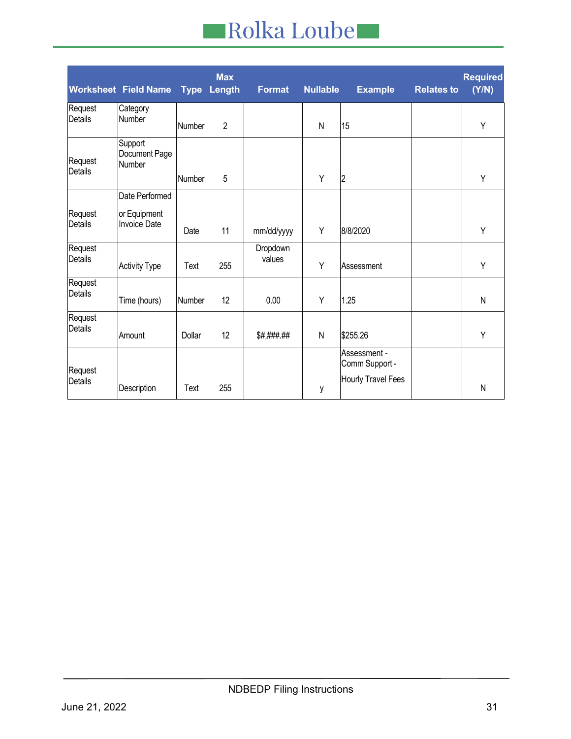| Worksheet | Field Name | Type | Max Length | Format | Nullable | Example | Relates to | Required (Y/N) |
|---|---|---|---|---|---|---|---|---|
| Request Details | Category Number | Number | 2 | | N | 15 | | Y |
| Request Details | Support Document Page Number | Number | 5 | | Y | 2 | | Y |
| Request Details | Date Performed or Equipment Invoice Date | Date | 11 | mm/dd/yyyy | Y | 8/8/2020 | | Y |
| Request Details | Activity Type | Text | 255 | Dropdown values | Y | Assessment | | Y |
| Request Details | Time (hours) | Number | 12 | 0.00 | Y | 1.25 | | N |
| Request Details | Amount | Dollar | 12 | $#,###.## | N | $255.26 | | Y |
| Request Details | Description | Text | 255 | | y | Assessment - Comm Support - Hourly Travel Fees | | N |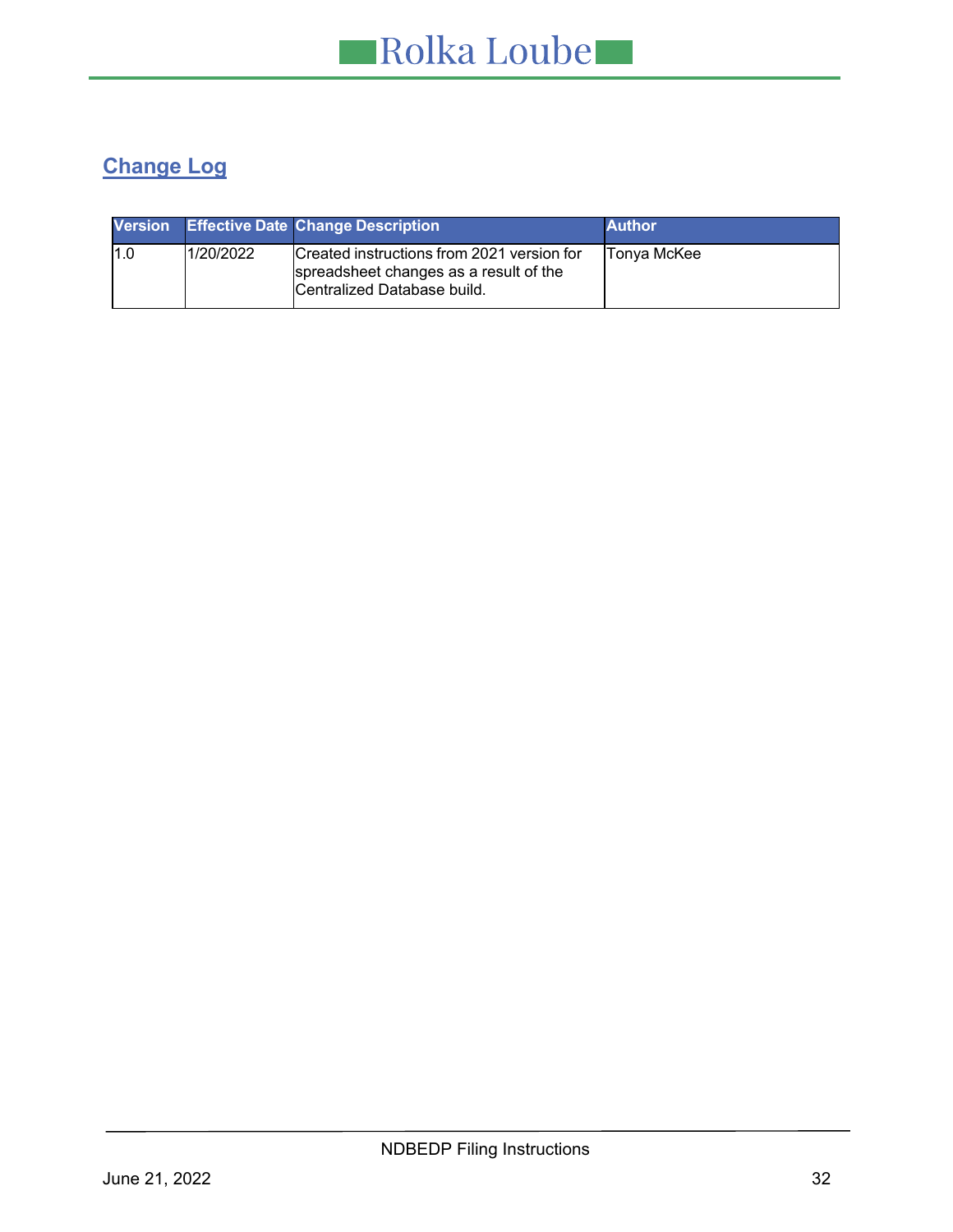## Change Log

| Version | Effective Date | Change Description | Author |
| --- | --- | --- | --- |
| 1.0 | 1/20/2022 | Created instructions from 2021 version for spreadsheet changes as a result of the Centralized Database build. | Tonya McKee |